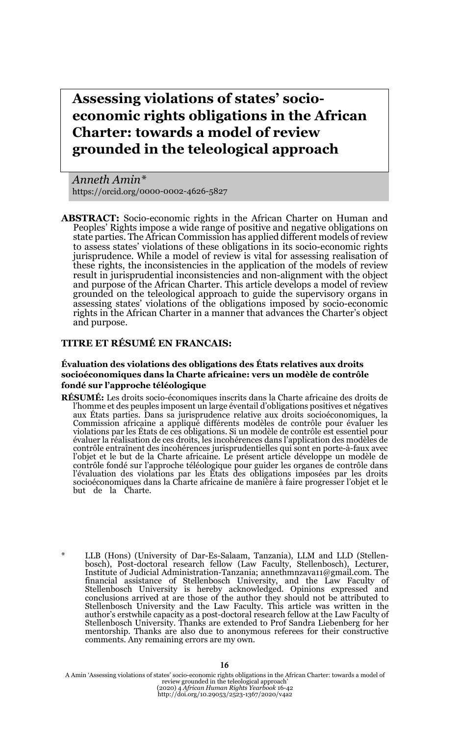# Assessing violations of states' socio-economic rights obligations in the African Charter: towards a model of review grounded in the teleological approach

*Anneth Amin\**
https://orcid.org/0000-0002-4626-5827

**ABSTRACT:** Socio-economic rights in the African Charter on Human and Peoples' Rights impose a wide range of positive and negative obligations on state parties. The African Commission has applied different models of review to assess states' violations of these obligations in its socio-economic rights jurisprudence. While a model of review is vital for assessing realisation of these rights, the inconsistencies in the application of the models of review result in jurisprudential inconsistencies and non-alignment with the object and purpose of the African Charter. This article develops a model of review grounded on the teleological approach to guide the supervisory organs in assessing states' violations of the obligations imposed by socio-economic rights in the African Charter in a manner that advances the Charter's object and purpose.

**TITRE ET RÉSUMÉ EN FRANCAIS:**

**Évaluation des violations des obligations des États relatives aux droits socioéconomiques dans la Charte africaine: vers un modèle de contrôle fondé sur l'approche téléologique**

**RÉSUMÉ:** Les droits socio-économiques inscrits dans la Charte africaine des droits de l'homme et des peuples imposent un large éventail d'obligations positives et négatives aux États parties. Dans sa jurisprudence relative aux droits socioéconomiques, la Commission africaine a appliqué différents modèles de contrôle pour évaluer les violations par les États de ces obligations. Si un modèle de contrôle est essentiel pour évaluer la réalisation de ces droits, les incohérences dans l'application des modèles de contrôle entraînent des incohérences jurisprudentielles qui sont en porte-à-faux avec l'objet et le but de la Charte africaine. Le présent article développe un modèle de contrôle fondé sur l'approche téléologique pour guider les organes de contrôle dans l'évaluation des violations par les États des obligations imposées par les droits socioéconomiques dans la Charte africaine de manière à faire progresser l'objet et le but de la Charte.

\* LLB (Hons) (University of Dar-Es-Salaam, Tanzania), LLM and LLD (Stellenbosch), Post-doctoral research fellow (Law Faculty, Stellenbosch), Lecturer, Institute of Judicial Administration-Tanzania; annethmnzava11@gmail.com. The financial assistance of Stellenbosch University, and the Law Faculty of Stellenbosch University is hereby acknowledged. Opinions expressed and conclusions arrived at are those of the author they should not be attributed to Stellenbosch University and the Law Faculty. This article was written in the author's erstwhile capacity as a post-doctoral research fellow at the Law Faculty of Stellenbosch University. Thanks are extended to Prof Sandra Liebenberg for her mentorship. Thanks are also due to anonymous referees for their constructive comments. Any remaining errors are my own.

A Amin 'Assessing violations of states' socio-economic rights obligations in the African Charter: towards a model of review grounded in the teleological approach' (2020) 4 *African Human Rights Yearbook* 16-42
http://doi.org/10.29053/2523-1367/2020/v4a2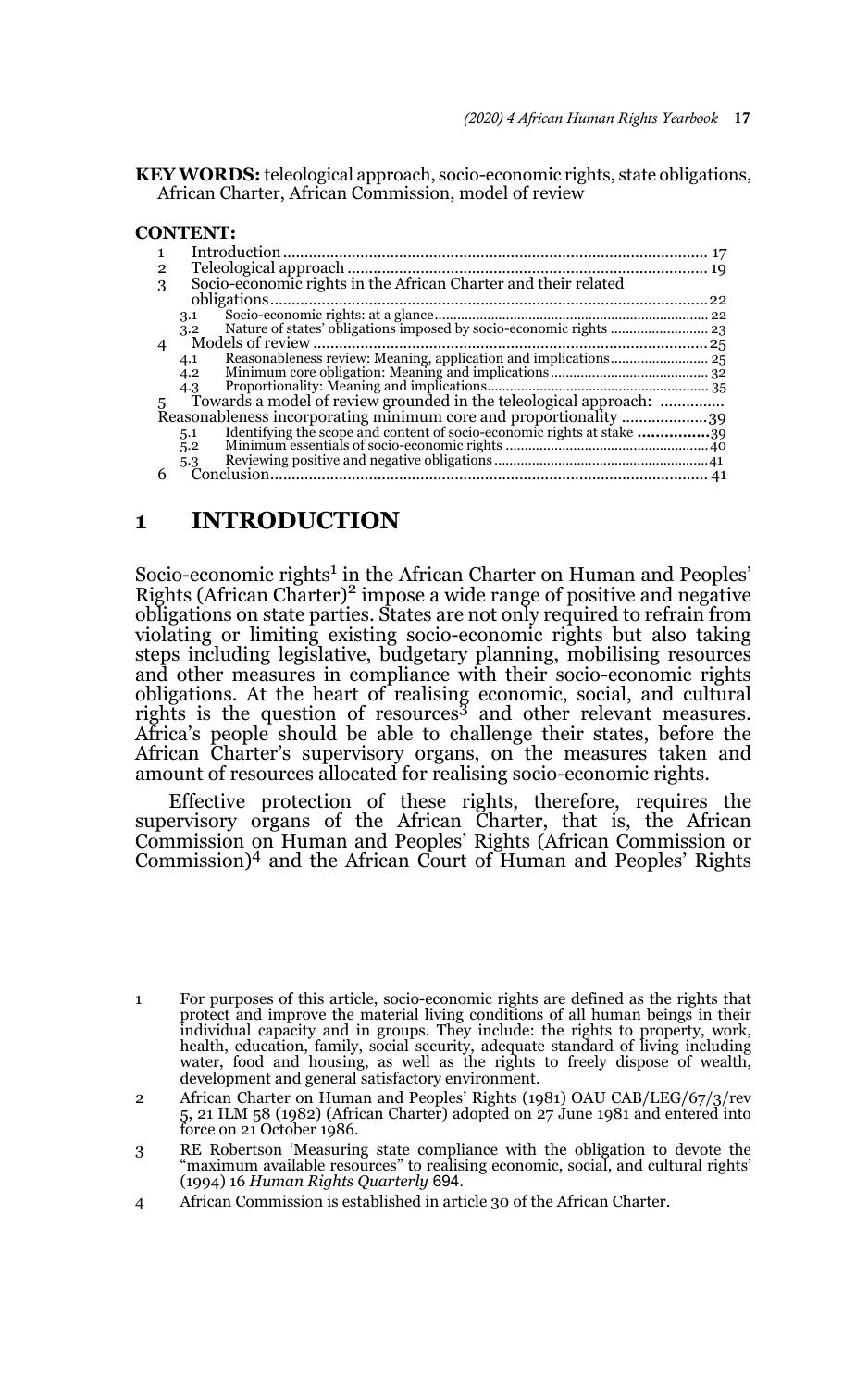**KEY WORDS:** teleological approach, socio-economic rights, state obligations, African Charter, African Commission, model of review

**CONTENT:**

1 Introduction .................................................................................................. 17
2 Teleological approach .................................................................................... 19
3 Socio-economic rights in the African Charter and their related obligations ...................................................................................................... 22
 3.1 Socio-economic rights: at a glance ....................................................................... 22
 3.2 Nature of states' obligations imposed by socio-economic rights .......................... 23
4 Models of review ............................................................................................ 25
 4.1 Reasonableness review: Meaning, application and implications .......................... 25
 4.2 Minimum core obligation: Meaning and implications ......................................... 32
 4.3 Proportionality: Meaning and implications .......................................................... 35
5 Towards a model of review grounded in the teleological approach: Reasonableness incorporating minimum core and proportionality .................... 39
 5.1 Identifying the scope and content of socio-economic rights at stake ................ 39
 5.2 Minimum essentials of socio-economic rights ..................................................... 40
 5.3 Reviewing positive and negative obligations ........................................................ 41
6 Conclusion ....................................................................................................... 41

# 1 INTRODUCTION

Socio-economic rights[1] in the African Charter on Human and Peoples' Rights (African Charter)[2] impose a wide range of positive and negative obligations on state parties. States are not only required to refrain from violating or limiting existing socio-economic rights but also taking steps including legislative, budgetary planning, mobilising resources and other measures in compliance with their socio-economic rights obligations. At the heart of realising economic, social, and cultural rights is the question of resources[3] and other relevant measures. Africa's people should be able to challenge their states, before the African Charter's supervisory organs, on the measures taken and amount of resources allocated for realising socio-economic rights.

Effective protection of these rights, therefore, requires the supervisory organs of the African Charter, that is, the African Commission on Human and Peoples' Rights (African Commission or Commission)[4] and the African Court of Human and Peoples' Rights

---

1 For purposes of this article, socio-economic rights are defined as the rights that protect and improve the material living conditions of all human beings in their individual capacity and in groups. They include: the rights to property, work, health, education, family, social security, adequate standard of living including water, food and housing, as well as the rights to freely dispose of wealth, development and general satisfactory environment.

2 African Charter on Human and Peoples' Rights (1981) OAU CAB/LEG/67/3/rev 5, 21 ILM 58 (1982) (African Charter) adopted on 27 June 1981 and entered into force on 21 October 1986.

3 RE Robertson 'Measuring state compliance with the obligation to devote the "maximum available resources" to realising economic, social, and cultural rights' (1994) 16 *Human Rights Quarterly* 694.

4 African Commission is established in article 30 of the African Charter.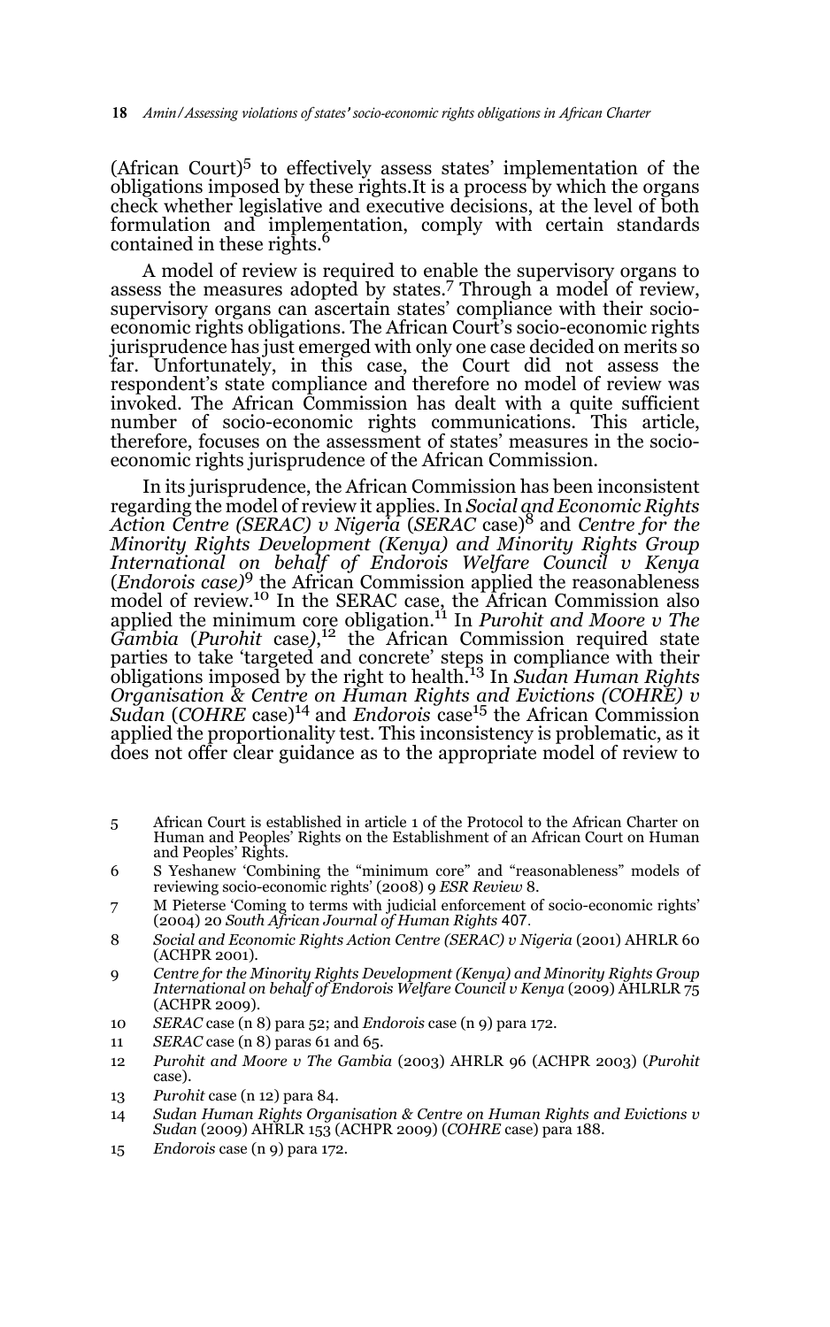(African Court)[5] to effectively assess states' implementation of the obligations imposed by these rights.It is a process by which the organs check whether legislative and executive decisions, at the level of both formulation and implementation, comply with certain standards contained in these rights.[6]

A model of review is required to enable the supervisory organs to assess the measures adopted by states.[7] Through a model of review, supervisory organs can ascertain states' compliance with their socio-economic rights obligations. The African Court's socio-economic rights jurisprudence has just emerged with only one case decided on merits so far. Unfortunately, in this case, the Court did not assess the respondent's state compliance and therefore no model of review was invoked. The African Commission has dealt with a quite sufficient number of socio-economic rights communications. This article, therefore, focuses on the assessment of states' measures in the socio-economic rights jurisprudence of the African Commission.

In its jurisprudence, the African Commission has been inconsistent regarding the model of review it applies. In *Social and Economic Rights Action Centre (SERAC) v Nigeria* (*SERAC* case)[8] and *Centre for the Minority Rights Development (Kenya) and Minority Rights Group International on behalf of Endorois Welfare Council v Kenya* (*Endorois case)*[9] the African Commission applied the reasonableness model of review.[10] In the SERAC case, the African Commission also applied the minimum core obligation.[11] In *Purohit and Moore v The Gambia* (*Purohit* case*)*,[12] the African Commission required state parties to take 'targeted and concrete' steps in compliance with their obligations imposed by the right to health.[13] In *Sudan Human Rights Organisation & Centre on Human Rights and Evictions (COHRE) v Sudan* (*COHRE* case)[14] and *Endorois* case[15] the African Commission applied the proportionality test. This inconsistency is problematic, as it does not offer clear guidance as to the appropriate model of review to

5 African Court is established in article 1 of the Protocol to the African Charter on Human and Peoples' Rights on the Establishment of an African Court on Human and Peoples' Rights.

6 S Yeshanew 'Combining the "minimum core" and "reasonableness" models of reviewing socio-economic rights' (2008) 9 *ESR Review* 8.

7 M Pieterse 'Coming to terms with judicial enforcement of socio-economic rights' (2004) 20 *South African Journal of Human Rights* 407.

8 *Social and Economic Rights Action Centre (SERAC) v Nigeria* (2001) AHRLR 60 (ACHPR 2001).

9 *Centre for the Minority Rights Development (Kenya) and Minority Rights Group International on behalf of Endorois Welfare Council v Kenya* (2009) AHLRLR 75 (ACHPR 2009).

10 *SERAC* case (n 8) para 52; and *Endorois* case (n 9) para 172.

11 *SERAC* case (n 8) paras 61 and 65.

12 *Purohit and Moore v The Gambia* (2003) AHRLR 96 (ACHPR 2003) (*Purohit* case).

13 *Purohit* case (n 12) para 84.

14 *Sudan Human Rights Organisation & Centre on Human Rights and Evictions v Sudan* (2009) AHRLR 153 (ACHPR 2009) (*COHRE* case) para 188.

15 *Endorois* case (n 9) para 172.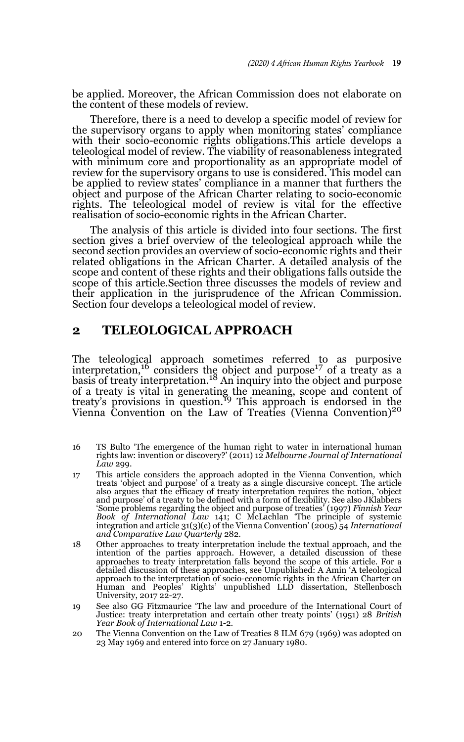be applied. Moreover, the African Commission does not elaborate on the content of these models of review.

Therefore, there is a need to develop a specific model of review for the supervisory organs to apply when monitoring states' compliance with their socio-economic rights obligations.This article develops a teleological model of review. The viability of reasonableness integrated with minimum core and proportionality as an appropriate model of review for the supervisory organs to use is considered. This model can be applied to review states' compliance in a manner that furthers the object and purpose of the African Charter relating to socio-economic rights. The teleological model of review is vital for the effective realisation of socio-economic rights in the African Charter.

The analysis of this article is divided into four sections. The first section gives a brief overview of the teleological approach while the second section provides an overview of socio-economic rights and their related obligations in the African Charter. A detailed analysis of the scope and content of these rights and their obligations falls outside the scope of this article.Section three discusses the models of review and their application in the jurisprudence of the African Commission. Section four develops a teleological model of review.

## 2 TELEOLOGICAL APPROACH

The teleological approach sometimes referred to as purposive interpretation,[16] considers the object and purpose[17] of a treaty as a basis of treaty interpretation.[18] An inquiry into the object and purpose of a treaty is vital in generating the meaning, scope and content of treaty's provisions in question.[19] This approach is endorsed in the Vienna Convention on the Law of Treaties (Vienna Convention)[20]

16 TS Bulto 'The emergence of the human right to water in international human rights law: invention or discovery?' (2011) 12 *Melbourne Journal of International Law* 299.

17 This article considers the approach adopted in the Vienna Convention, which treats 'object and purpose' of a treaty as a single discursive concept. The article also argues that the efficacy of treaty interpretation requires the notion, 'object and purpose' of a treaty to be defined with a form of flexibility. See also JKlabbers 'Some problems regarding the object and purpose of treaties' (1997) *Finnish Year Book of International Law* 141; C McLachlan 'The principle of systemic integration and article 31(3)(c) of the Vienna Convention' (2005) 54 *International and Comparative Law Quarterly* 282.

18 Other approaches to treaty interpretation include the textual approach, and the intention of the parties approach. However, a detailed discussion of these approaches to treaty interpretation falls beyond the scope of this article. For a detailed discussion of these approaches, see Unpublished: A Amin 'A teleological approach to the interpretation of socio-economic rights in the African Charter on Human and Peoples' Rights' unpublished LLD dissertation, Stellenbosch University, 2017 22-27.

19 See also GG Fitzmaurice 'The law and procedure of the International Court of Justice: treaty interpretation and certain other treaty points' (1951) 28 *British Year Book of International Law* 1-2.

20 The Vienna Convention on the Law of Treaties 8 ILM 679 (1969) was adopted on 23 May 1969 and entered into force on 27 January 1980.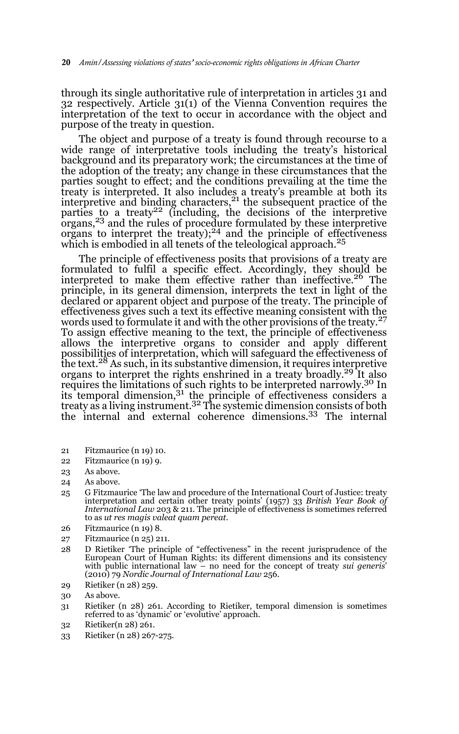through its single authoritative rule of interpretation in articles 31 and 32 respectively. Article 31(1) of the Vienna Convention requires the interpretation of the text to occur in accordance with the object and purpose of the treaty in question.

The object and purpose of a treaty is found through recourse to a wide range of interpretative tools including the treaty's historical background and its preparatory work; the circumstances at the time of the adoption of the treaty; any change in these circumstances that the parties sought to effect; and the conditions prevailing at the time the treaty is interpreted. It also includes a treaty's preamble at both its interpretive and binding characters,[21] the subsequent practice of the parties to a treaty[22] (including, the decisions of the interpretive organs,[23] and the rules of procedure formulated by these interpretive organs to interpret the treaty);[24] and the principle of effectiveness which is embodied in all tenets of the teleological approach.[25]

The principle of effectiveness posits that provisions of a treaty are formulated to fulfil a specific effect. Accordingly, they should be interpreted to make them effective rather than ineffective.[26] The principle, in its general dimension, interprets the text in light of the declared or apparent object and purpose of the treaty. The principle of effectiveness gives such a text its effective meaning consistent with the words used to formulate it and with the other provisions of the treaty.[27] To assign effective meaning to the text, the principle of effectiveness allows the interpretive organs to consider and apply different possibilities of interpretation, which will safeguard the effectiveness of the text.[28] As such, in its substantive dimension, it requires interpretive organs to interpret the rights enshrined in a treaty broadly.[29] It also requires the limitations of such rights to be interpreted narrowly.[30] In its temporal dimension,[31] the principle of effectiveness considers a treaty as a living instrument.[32] The systemic dimension consists of both the internal and external coherence dimensions.[33] The internal

21 Fitzmaurice (n 19) 10.

22 Fitzmaurice (n 19) 9.

23 As above.

24 As above.

25 G Fitzmaurice 'The law and procedure of the International Court of Justice: treaty interpretation and certain other treaty points' (1957) 33 *British Year Book of International Law* 203 & 211. The principle of effectiveness is sometimes referred to as *ut res magis valeat quam pereat*.

26 Fitzmaurice (n 19) 8.

27 Fitzmaurice (n 25) 211.

28 D Rietiker 'The principle of "effectiveness" in the recent jurisprudence of the European Court of Human Rights: its different dimensions and its consistency with public international law – no need for the concept of treaty *sui generis*' (2010) 79 *Nordic Journal of International Law* 256.

29 Rietiker (n 28) 259.

30 As above.

31 Rietiker (n 28) 261. According to Rietiker, temporal dimension is sometimes referred to as 'dynamic' or 'evolutive' approach.

32 Rietiker(n 28) 261.

33 Rietiker (n 28) 267-275.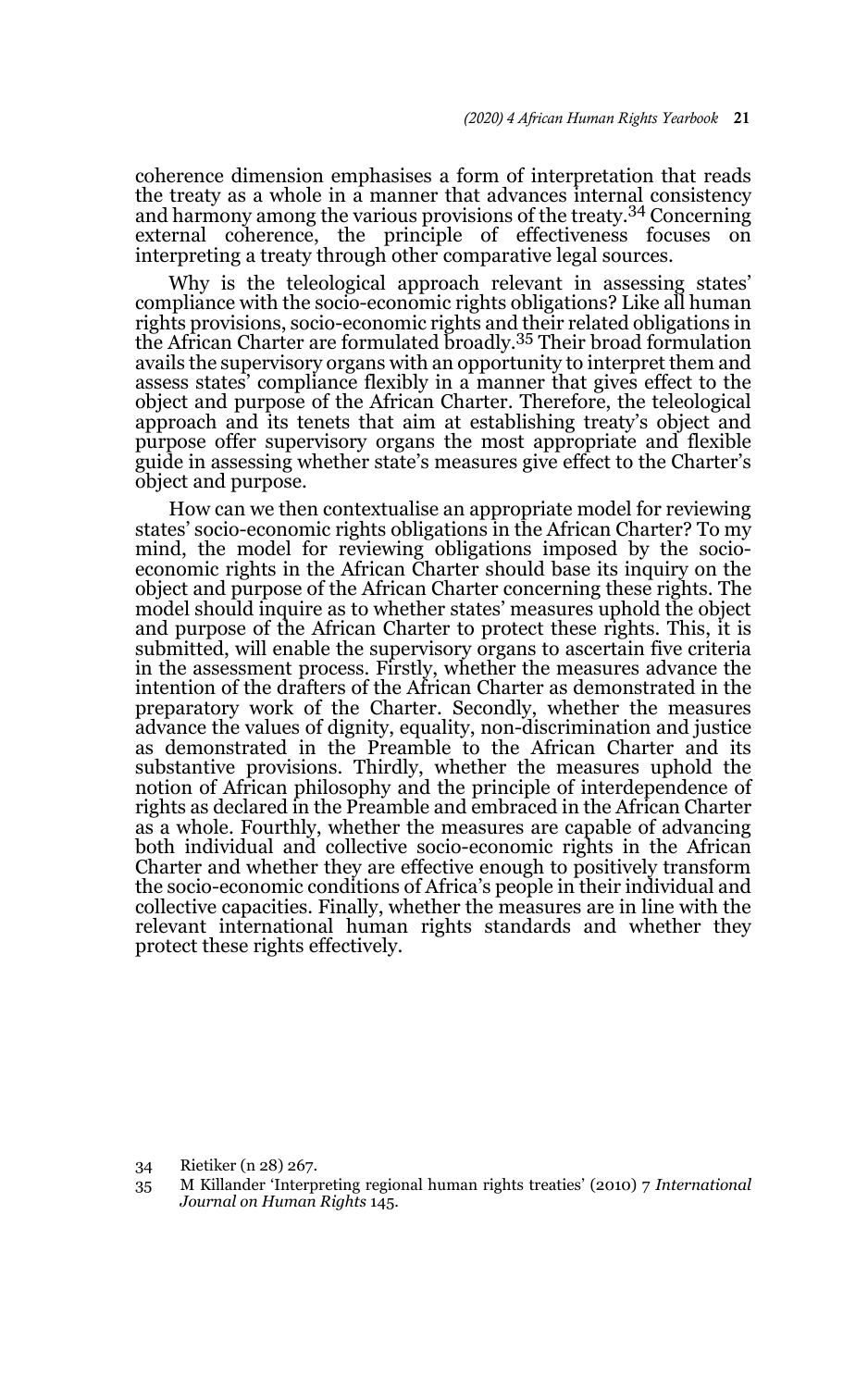coherence dimension emphasises a form of interpretation that reads the treaty as a whole in a manner that advances internal consistency and harmony among the various provisions of the treaty.[34] Concerning external coherence, the principle of effectiveness focuses on interpreting a treaty through other comparative legal sources.

Why is the teleological approach relevant in assessing states' compliance with the socio-economic rights obligations? Like all human rights provisions, socio-economic rights and their related obligations in the African Charter are formulated broadly.[35] Their broad formulation avails the supervisory organs with an opportunity to interpret them and assess states' compliance flexibly in a manner that gives effect to the object and purpose of the African Charter. Therefore, the teleological approach and its tenets that aim at establishing treaty's object and purpose offer supervisory organs the most appropriate and flexible guide in assessing whether state's measures give effect to the Charter's object and purpose.

How can we then contextualise an appropriate model for reviewing states' socio-economic rights obligations in the African Charter? To my mind, the model for reviewing obligations imposed by the socio-economic rights in the African Charter should base its inquiry on the object and purpose of the African Charter concerning these rights. The model should inquire as to whether states' measures uphold the object and purpose of the African Charter to protect these rights. This, it is submitted, will enable the supervisory organs to ascertain five criteria in the assessment process. Firstly, whether the measures advance the intention of the drafters of the African Charter as demonstrated in the preparatory work of the Charter. Secondly, whether the measures advance the values of dignity, equality, non-discrimination and justice as demonstrated in the Preamble to the African Charter and its substantive provisions. Thirdly, whether the measures uphold the notion of African philosophy and the principle of interdependence of rights as declared in the Preamble and embraced in the African Charter as a whole. Fourthly, whether the measures are capable of advancing both individual and collective socio-economic rights in the African Charter and whether they are effective enough to positively transform the socio-economic conditions of Africa's people in their individual and collective capacities. Finally, whether the measures are in line with the relevant international human rights standards and whether they protect these rights effectively.

---

34 Rietiker (n 28) 267.

35 M Killander 'Interpreting regional human rights treaties' (2010) 7 *International Journal on Human Rights* 145.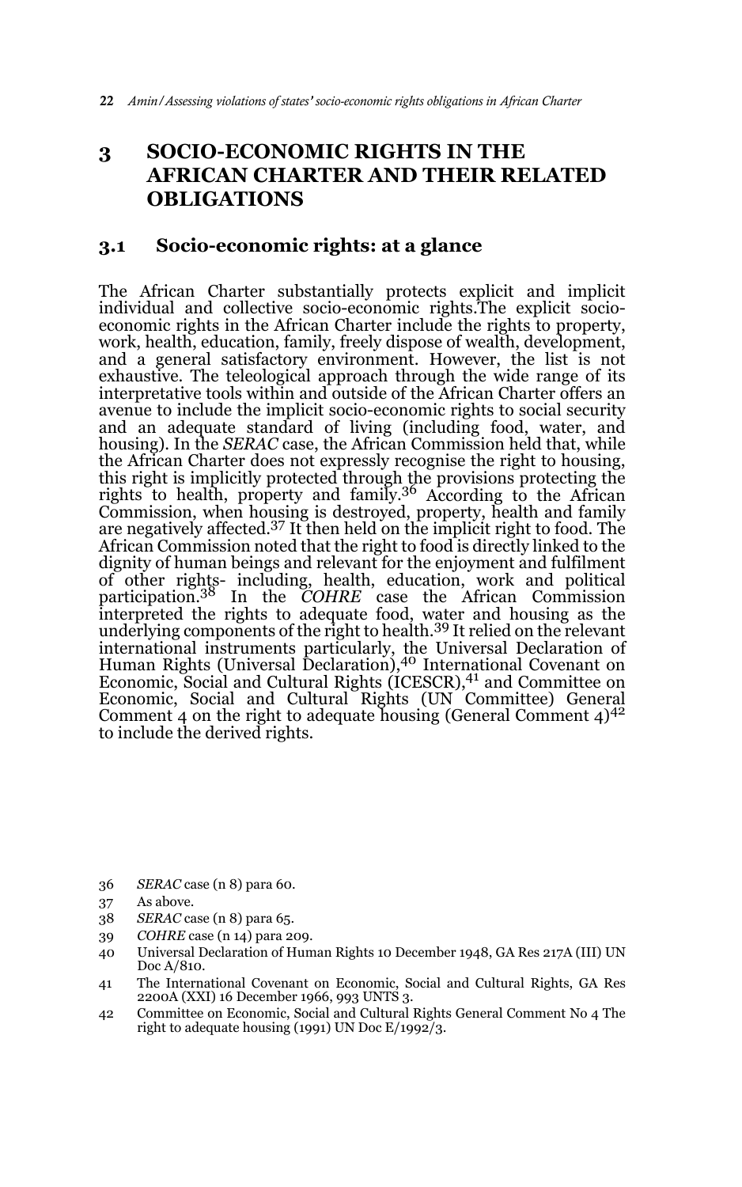## 3 SOCIO-ECONOMIC RIGHTS IN THE AFRICAN CHARTER AND THEIR RELATED OBLIGATIONS

### 3.1 Socio-economic rights: at a glance

The African Charter substantially protects explicit and implicit individual and collective socio-economic rights.The explicit socio-economic rights in the African Charter include the rights to property, work, health, education, family, freely dispose of wealth, development, and a general satisfactory environment. However, the list is not exhaustive. The teleological approach through the wide range of its interpretative tools within and outside of the African Charter offers an avenue to include the implicit socio-economic rights to social security and an adequate standard of living (including food, water, and housing). In the *SERAC* case, the African Commission held that, while the African Charter does not expressly recognise the right to housing, this right is implicitly protected through the provisions protecting the rights to health, property and family.[36] According to the African Commission, when housing is destroyed, property, health and family are negatively affected.[37] It then held on the implicit right to food. The African Commission noted that the right to food is directly linked to the dignity of human beings and relevant for the enjoyment and fulfilment of other rights- including, health, education, work and political participation.[38] In the *COHRE* case the African Commission interpreted the rights to adequate food, water and housing as the underlying components of the right to health.[39] It relied on the relevant international instruments particularly, the Universal Declaration of Human Rights (Universal Declaration),[40] International Covenant on Economic, Social and Cultural Rights (ICESCR),[41] and Committee on Economic, Social and Cultural Rights (UN Committee) General Comment 4 on the right to adequate housing (General Comment 4)[42] to include the derived rights.

36 *SERAC* case (n 8) para 60.

37 As above.

38 *SERAC* case (n 8) para 65.

39 *COHRE* case (n 14) para 209.

40 Universal Declaration of Human Rights 10 December 1948, GA Res 217A (III) UN Doc A/810.

41 The International Covenant on Economic, Social and Cultural Rights, GA Res 2200A (XXI) 16 December 1966, 993 UNTS 3.

42 Committee on Economic, Social and Cultural Rights General Comment No 4 The right to adequate housing (1991) UN Doc E/1992/3.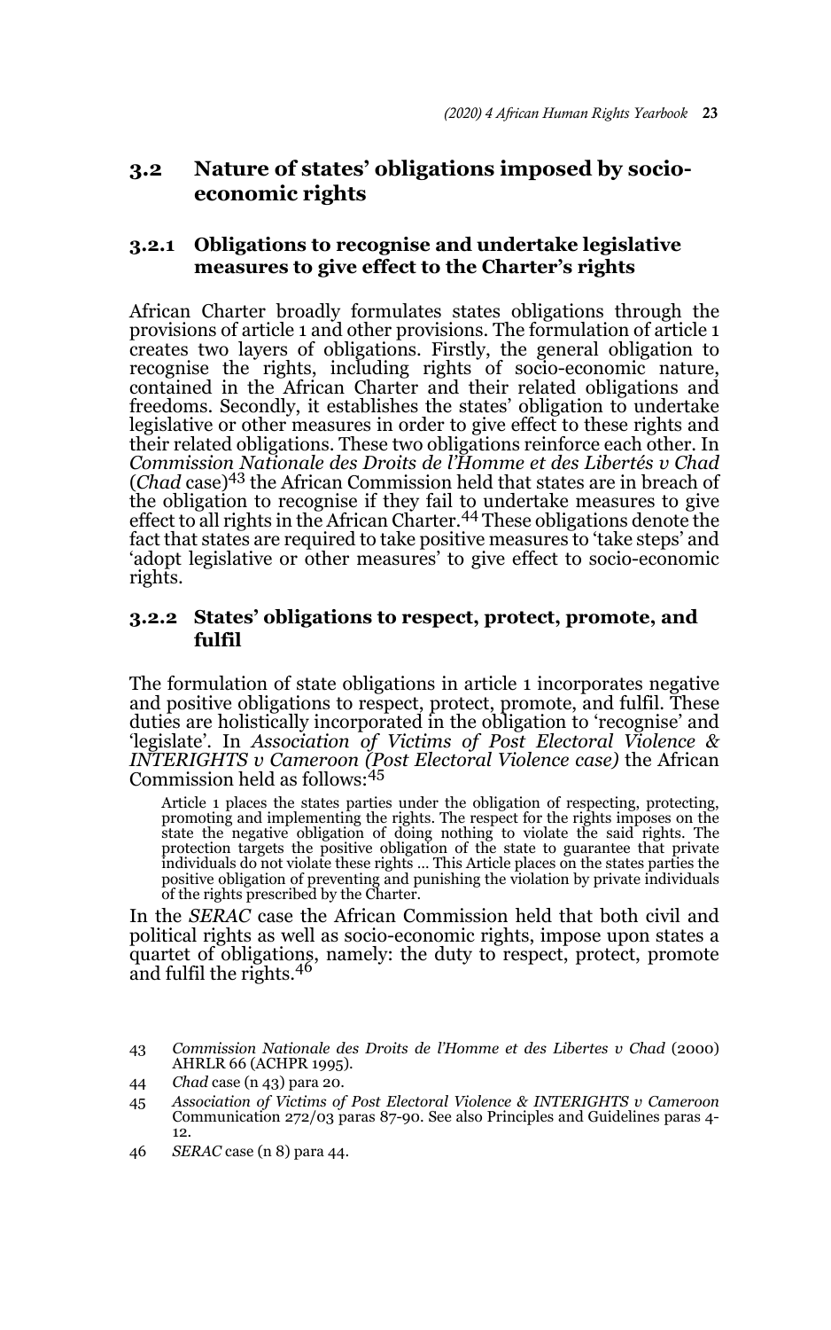## 3.2 Nature of states' obligations imposed by socio-economic rights

### 3.2.1 Obligations to recognise and undertake legislative measures to give effect to the Charter's rights

African Charter broadly formulates states obligations through the provisions of article 1 and other provisions. The formulation of article 1 creates two layers of obligations. Firstly, the general obligation to recognise the rights, including rights of socio-economic nature, contained in the African Charter and their related obligations and freedoms. Secondly, it establishes the states' obligation to undertake legislative or other measures in order to give effect to these rights and their related obligations. These two obligations reinforce each other. In *Commission Nationale des Droits de l'Homme et des Libertés v Chad* (*Chad* case)[43] the African Commission held that states are in breach of the obligation to recognise if they fail to undertake measures to give effect to all rights in the African Charter.[44] These obligations denote the fact that states are required to take positive measures to 'take steps' and 'adopt legislative or other measures' to give effect to socio-economic rights.

### 3.2.2 States' obligations to respect, protect, promote, and fulfil

The formulation of state obligations in article 1 incorporates negative and positive obligations to respect, protect, promote, and fulfil. These duties are holistically incorporated in the obligation to 'recognise' and 'legislate'. In *Association of Victims of Post Electoral Violence & INTERIGHTS v Cameroon (Post Electoral Violence case)* the African Commission held as follows:[45]

> Article 1 places the states parties under the obligation of respecting, protecting, promoting and implementing the rights. The respect for the rights imposes on the state the negative obligation of doing nothing to violate the said rights. The protection targets the positive obligation of the state to guarantee that private individuals do not violate these rights … This Article places on the states parties the positive obligation of preventing and punishing the violation by private individuals of the rights prescribed by the Charter.

In the *SERAC* case the African Commission held that both civil and political rights as well as socio-economic rights, impose upon states a quartet of obligations, namely: the duty to respect, protect, promote and fulfil the rights.[46]

---

43 *Commission Nationale des Droits de l'Homme et des Libertes v Chad* (2000) AHRLR 66 (ACHPR 1995).

44 *Chad* case (n 43) para 20.

45 *Association of Victims of Post Electoral Violence & INTERIGHTS v Cameroon* Communication 272/03 paras 87-90. See also Principles and Guidelines paras 4-12.

46 *SERAC* case (n 8) para 44.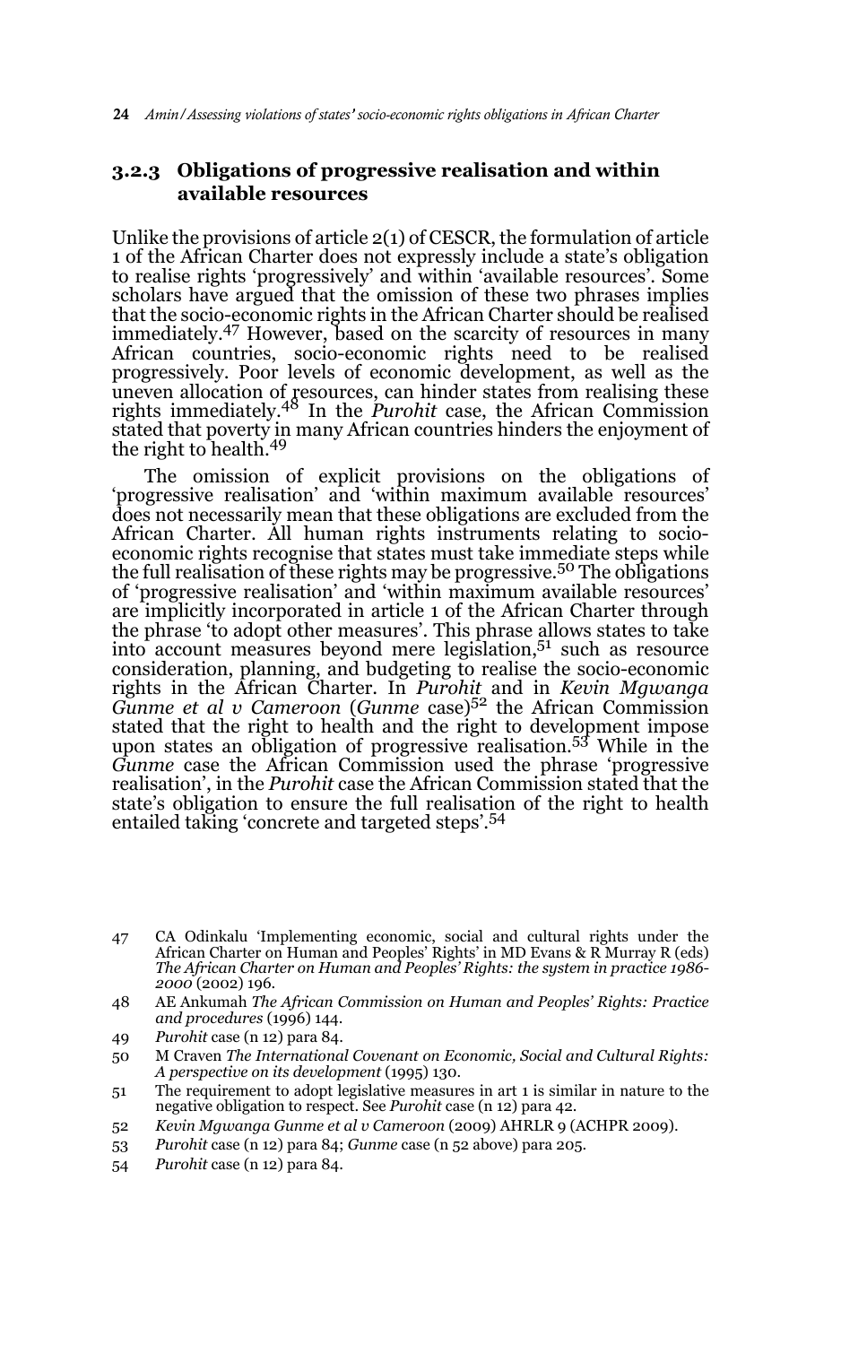### 3.2.3 Obligations of progressive realisation and within available resources

Unlike the provisions of article 2(1) of CESCR, the formulation of article 1 of the African Charter does not expressly include a state's obligation to realise rights 'progressively' and within 'available resources'. Some scholars have argued that the omission of these two phrases implies that the socio-economic rights in the African Charter should be realised immediately.[47] However, based on the scarcity of resources in many African countries, socio-economic rights need to be realised progressively. Poor levels of economic development, as well as the uneven allocation of resources, can hinder states from realising these rights immediately.[48] In the *Purohit* case, the African Commission stated that poverty in many African countries hinders the enjoyment of the right to health.[49]

The omission of explicit provisions on the obligations of 'progressive realisation' and 'within maximum available resources' does not necessarily mean that these obligations are excluded from the African Charter. All human rights instruments relating to socio-economic rights recognise that states must take immediate steps while the full realisation of these rights may be progressive.[50] The obligations of 'progressive realisation' and 'within maximum available resources' are implicitly incorporated in article 1 of the African Charter through the phrase 'to adopt other measures'. This phrase allows states to take into account measures beyond mere legislation,[51] such as resource consideration, planning, and budgeting to realise the socio-economic rights in the African Charter. In *Purohit* and in *Kevin Mgwanga Gunme et al v Cameroon* (*Gunme* case)[52] the African Commission stated that the right to health and the right to development impose upon states an obligation of progressive realisation.[53] While in the *Gunme* case the African Commission used the phrase 'progressive realisation', in the *Purohit* case the African Commission stated that the state's obligation to ensure the full realisation of the right to health entailed taking 'concrete and targeted steps'.[54]

---

47 CA Odinkalu 'Implementing economic, social and cultural rights under the African Charter on Human and Peoples' Rights' in MD Evans & R Murray R (eds) *The African Charter on Human and Peoples' Rights: the system in practice 1986-2000* (2002) 196.

48 AE Ankumah *The African Commission on Human and Peoples' Rights: Practice and procedures* (1996) 144.

49 *Purohit* case (n 12) para 84.

50 M Craven *The International Covenant on Economic, Social and Cultural Rights: A perspective on its development* (1995) 130.

51 The requirement to adopt legislative measures in art 1 is similar in nature to the negative obligation to respect. See *Purohit* case (n 12) para 42.

52 *Kevin Mgwanga Gunme et al v Cameroon* (2009) AHRLR 9 (ACHPR 2009).

53 *Purohit* case (n 12) para 84; *Gunme* case (n 52 above) para 205.

54 *Purohit* case (n 12) para 84.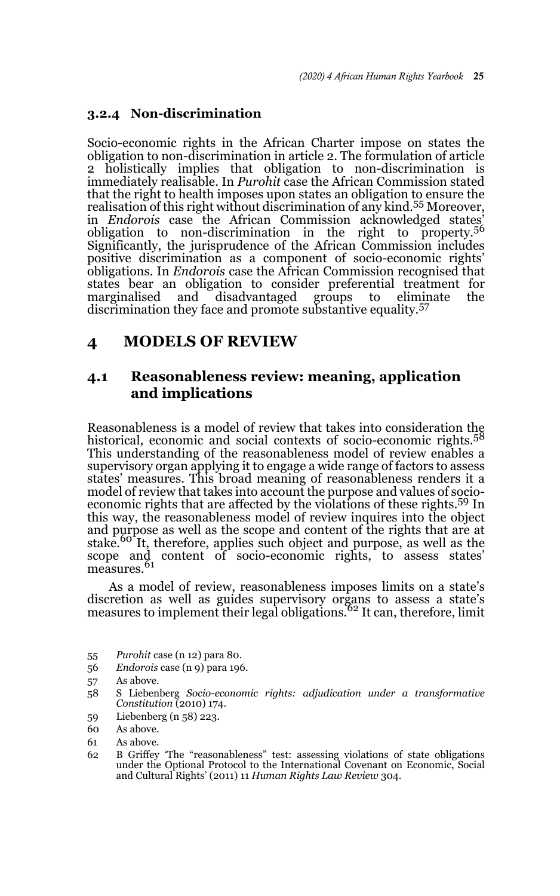### 3.2.4 Non-discrimination

Socio-economic rights in the African Charter impose on states the obligation to non-discrimination in article 2. The formulation of article 2 holistically implies that obligation to non-discrimination is immediately realisable. In *Purohit* case the African Commission stated that the right to health imposes upon states an obligation to ensure the realisation of this right without discrimination of any kind.[55] Moreover, in *Endorois* case the African Commission acknowledged states' obligation to non-discrimination in the right to property.[56] Significantly, the jurisprudence of the African Commission includes positive discrimination as a component of socio-economic rights' obligations. In *Endorois* case the African Commission recognised that states bear an obligation to consider preferential treatment for marginalised and disadvantaged groups to eliminate the discrimination they face and promote substantive equality.[57]

# 4 MODELS OF REVIEW

## 4.1 Reasonableness review: meaning, application and implications

Reasonableness is a model of review that takes into consideration the historical, economic and social contexts of socio-economic rights.[58] This understanding of the reasonableness model of review enables a supervisory organ applying it to engage a wide range of factors to assess states' measures. This broad meaning of reasonableness renders it a model of review that takes into account the purpose and values of socio-economic rights that are affected by the violations of these rights.[59] In this way, the reasonableness model of review inquires into the object and purpose as well as the scope and content of the rights that are at stake.[60] It, therefore, applies such object and purpose, as well as the scope and content of socio-economic rights, to assess states' measures.[61]

As a model of review, reasonableness imposes limits on a state's discretion as well as guides supervisory organs to assess a state's measures to implement their legal obligations.[62] It can, therefore, limit

---

55 *Purohit* case (n 12) para 80.

56 *Endorois* case (n 9) para 196.

57 As above.

58 S Liebenberg *Socio-economic rights: adjudication under a transformative Constitution* (2010) 174.

59 Liebenberg (n 58) 223.

60 As above.

61 As above.

62 B Griffey 'The "reasonableness" test: assessing violations of state obligations under the Optional Protocol to the International Covenant on Economic, Social and Cultural Rights' (2011) 11 *Human Rights Law Review* 304.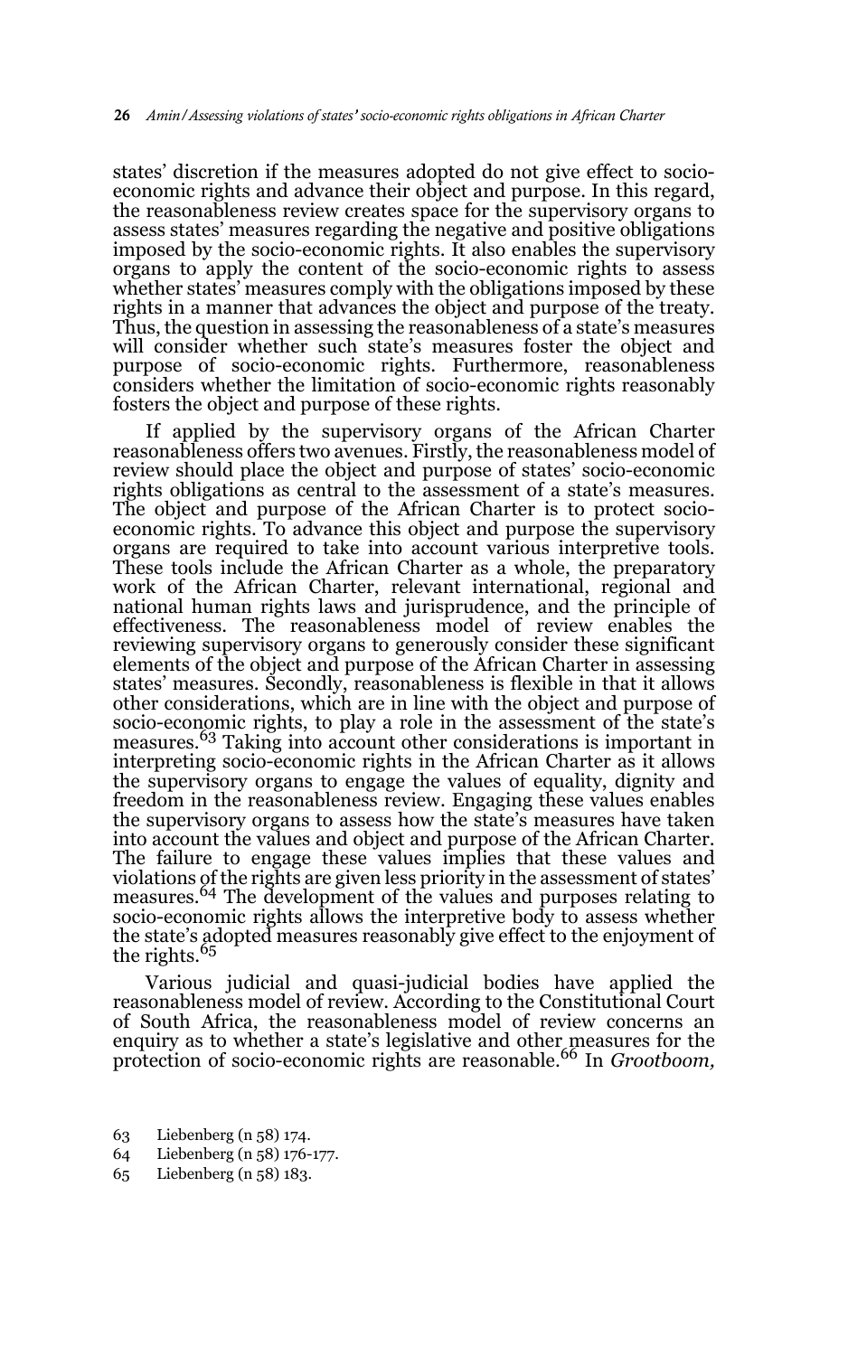states' discretion if the measures adopted do not give effect to socio-economic rights and advance their object and purpose. In this regard, the reasonableness review creates space for the supervisory organs to assess states' measures regarding the negative and positive obligations imposed by the socio-economic rights. It also enables the supervisory organs to apply the content of the socio-economic rights to assess whether states' measures comply with the obligations imposed by these rights in a manner that advances the object and purpose of the treaty. Thus, the question in assessing the reasonableness of a state's measures will consider whether such state's measures foster the object and purpose of socio-economic rights. Furthermore, reasonableness considers whether the limitation of socio-economic rights reasonably fosters the object and purpose of these rights.

If applied by the supervisory organs of the African Charter reasonableness offers two avenues. Firstly, the reasonableness model of review should place the object and purpose of states' socio-economic rights obligations as central to the assessment of a state's measures. The object and purpose of the African Charter is to protect socio-economic rights. To advance this object and purpose the supervisory organs are required to take into account various interpretive tools. These tools include the African Charter as a whole, the preparatory work of the African Charter, relevant international, regional and national human rights laws and jurisprudence, and the principle of effectiveness. The reasonableness model of review enables the reviewing supervisory organs to generously consider these significant elements of the object and purpose of the African Charter in assessing states' measures. Secondly, reasonableness is flexible in that it allows other considerations, which are in line with the object and purpose of socio-economic rights, to play a role in the assessment of the state's measures.[63] Taking into account other considerations is important in interpreting socio-economic rights in the African Charter as it allows the supervisory organs to engage the values of equality, dignity and freedom in the reasonableness review. Engaging these values enables the supervisory organs to assess how the state's measures have taken into account the values and object and purpose of the African Charter. The failure to engage these values implies that these values and violations of the rights are given less priority in the assessment of states' measures.[64] The development of the values and purposes relating to socio-economic rights allows the interpretive body to assess whether the state's adopted measures reasonably give effect to the enjoyment of the rights.[65]

Various judicial and quasi-judicial bodies have applied the reasonableness model of review. According to the Constitutional Court of South Africa, the reasonableness model of review concerns an enquiry as to whether a state's legislative and other measures for the protection of socio-economic rights are reasonable.[66] In *Grootboom,*

63 Liebenberg (n 58) 174.

64 Liebenberg (n 58) 176-177.

65 Liebenberg (n 58) 183.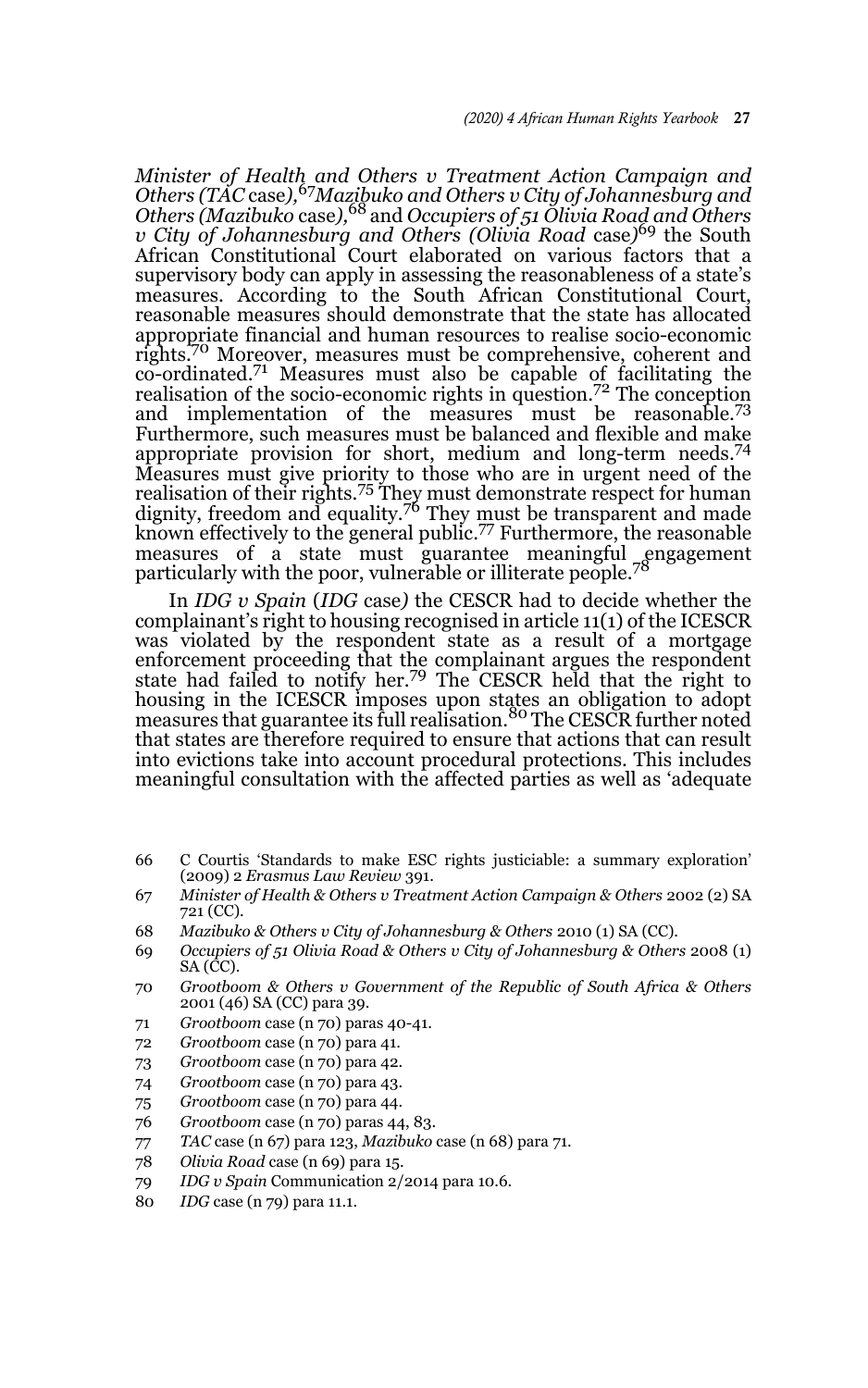*Minister of Health and Others v Treatment Action Campaign and Others (TAC* case*)*,[67] *Mazibuko and Others v City of Johannesburg and Others (Mazibuko* case*)*,[68] and *Occupiers of 51 Olivia Road and Others v City of Johannesburg and Others (Olivia Road* case*)*[69] the South African Constitutional Court elaborated on various factors that a supervisory body can apply in assessing the reasonableness of a state's measures. According to the South African Constitutional Court, reasonable measures should demonstrate that the state has allocated appropriate financial and human resources to realise socio-economic rights.[70] Moreover, measures must be comprehensive, coherent and co-ordinated.[71] Measures must also be capable of facilitating the realisation of the socio-economic rights in question.[72] The conception and implementation of the measures must be reasonable.[73] Furthermore, such measures must be balanced and flexible and make appropriate provision for short, medium and long-term needs.[74] Measures must give priority to those who are in urgent need of the realisation of their rights.[75] They must demonstrate respect for human dignity, freedom and equality.[76] They must be transparent and made known effectively to the general public.[77] Furthermore, the reasonable measures of a state must guarantee meaningful engagement particularly with the poor, vulnerable or illiterate people.[78]

In *IDG v Spain* (*IDG* case*)* the CESCR had to decide whether the complainant's right to housing recognised in article 11(1) of the ICESCR was violated by the respondent state as a result of a mortgage enforcement proceeding that the complainant argues the respondent state had failed to notify her.[79] The CESCR held that the right to housing in the ICESCR imposes upon states an obligation to adopt measures that guarantee its full realisation.[80] The CESCR further noted that states are therefore required to ensure that actions that can result into evictions take into account procedural protections. This includes meaningful consultation with the affected parties as well as 'adequate

---

66 C Courtis 'Standards to make ESC rights justiciable: a summary exploration' (2009) 2 *Erasmus Law Review* 391.

67 *Minister of Health & Others v Treatment Action Campaign & Others* 2002 (2) SA 721 (CC).

68 *Mazibuko & Others v City of Johannesburg & Others* 2010 (1) SA (CC).

69 *Occupiers of 51 Olivia Road & Others v City of Johannesburg & Others* 2008 (1) SA (CC).

70 *Grootboom & Others v Government of the Republic of South Africa & Others* 2001 (46) SA (CC) para 39.

71 *Grootboom* case (n 70) paras 40-41.

72 *Grootboom* case (n 70) para 41.

73 *Grootboom* case (n 70) para 42.

74 *Grootboom* case (n 70) para 43.

75 *Grootboom* case (n 70) para 44.

76 *Grootboom* case (n 70) paras 44, 83.

77 *TAC* case (n 67) para 123, *Mazibuko* case (n 68) para 71.

78 *Olivia Road* case (n 69) para 15.

79 *IDG v Spain* Communication 2/2014 para 10.6.

80 *IDG* case (n 79) para 11.1.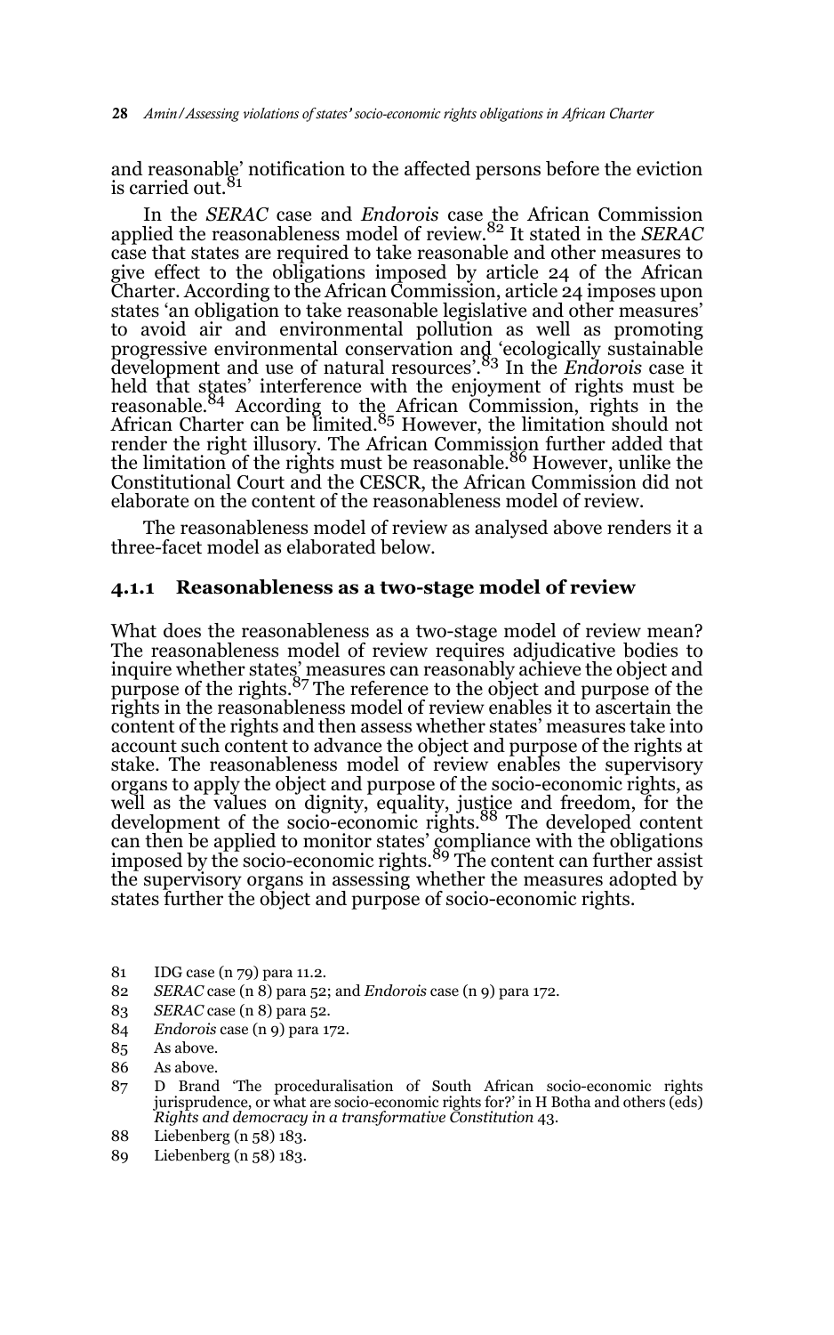and reasonable' notification to the affected persons before the eviction is carried out.[81]

In the *SERAC* case and *Endorois* case the African Commission applied the reasonableness model of review.[82] It stated in the *SERAC* case that states are required to take reasonable and other measures to give effect to the obligations imposed by article 24 of the African Charter. According to the African Commission, article 24 imposes upon states 'an obligation to take reasonable legislative and other measures' to avoid air and environmental pollution as well as promoting progressive environmental conservation and 'ecologically sustainable development and use of natural resources'.[83] In the *Endorois* case it held that states' interference with the enjoyment of rights must be reasonable.[84] According to the African Commission, rights in the African Charter can be limited.[85] However, the limitation should not render the right illusory. The African Commission further added that the limitation of the rights must be reasonable.[86] However, unlike the Constitutional Court and the CESCR, the African Commission did not elaborate on the content of the reasonableness model of review.

The reasonableness model of review as analysed above renders it a three-facet model as elaborated below.

#### 4.1.1 Reasonableness as a two-stage model of review

What does the reasonableness as a two-stage model of review mean? The reasonableness model of review requires adjudicative bodies to inquire whether states' measures can reasonably achieve the object and purpose of the rights.[87] The reference to the object and purpose of the rights in the reasonableness model of review enables it to ascertain the content of the rights and then assess whether states' measures take into account such content to advance the object and purpose of the rights at stake. The reasonableness model of review enables the supervisory organs to apply the object and purpose of the socio-economic rights, as well as the values on dignity, equality, justice and freedom, for the development of the socio-economic rights.[88] The developed content can then be applied to monitor states' compliance with the obligations imposed by the socio-economic rights.[89] The content can further assist the supervisory organs in assessing whether the measures adopted by states further the object and purpose of socio-economic rights.

81 IDG case (n 79) para 11.2.

82 *SERAC* case (n 8) para 52; and *Endorois* case (n 9) para 172.

83 *SERAC* case (n 8) para 52.

84 *Endorois* case (n 9) para 172.

85 As above.

86 As above.

87 D Brand 'The proceduralisation of South African socio-economic rights jurisprudence, or what are socio-economic rights for?' in H Botha and others (eds) *Rights and democracy in a transformative Constitution* 43.

88 Liebenberg (n 58) 183.

89 Liebenberg (n 58) 183.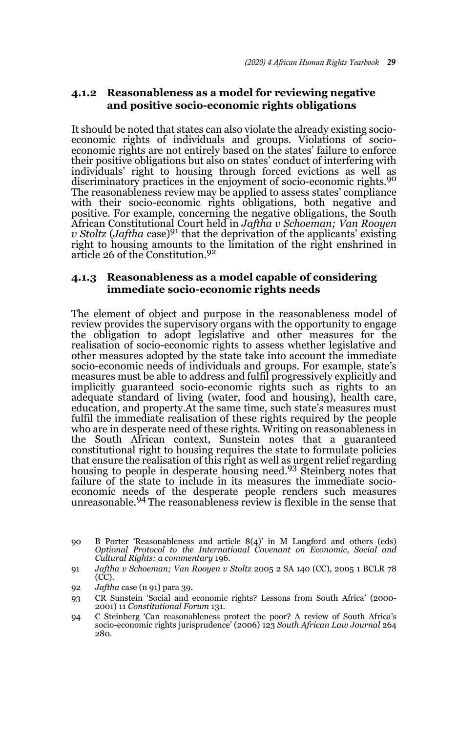### 4.1.2 Reasonableness as a model for reviewing negative and positive socio-economic rights obligations

It should be noted that states can also violate the already existing socio-economic rights of individuals and groups. Violations of socio-economic rights are not entirely based on the states' failure to enforce their positive obligations but also on states' conduct of interfering with individuals' right to housing through forced evictions as well as discriminatory practices in the enjoyment of socio-economic rights.[90] The reasonableness review may be applied to assess states' compliance with their socio-economic rights obligations, both negative and positive. For example, concerning the negative obligations, the South African Constitutional Court held in *Jaftha v Schoeman; Van Rooyen v Stoltz* (*Jaftha* case)[91] that the deprivation of the applicants' existing right to housing amounts to the limitation of the right enshrined in article 26 of the Constitution.[92]

### 4.1.3 Reasonableness as a model capable of considering immediate socio-economic rights needs

The element of object and purpose in the reasonableness model of review provides the supervisory organs with the opportunity to engage the obligation to adopt legislative and other measures for the realisation of socio-economic rights to assess whether legislative and other measures adopted by the state take into account the immediate socio-economic needs of individuals and groups. For example, state's measures must be able to address and fulfil progressively explicitly and implicitly guaranteed socio-economic rights such as rights to an adequate standard of living (water, food and housing), health care, education, and property.At the same time, such state's measures must fulfil the immediate realisation of these rights required by the people who are in desperate need of these rights. Writing on reasonableness in the South African context, Sunstein notes that a guaranteed constitutional right to housing requires the state to formulate policies that ensure the realisation of this right as well as urgent relief regarding housing to people in desperate housing need.[93] Steinberg notes that failure of the state to include in its measures the immediate socio-economic needs of the desperate people renders such measures unreasonable.[94] The reasonableness review is flexible in the sense that

---

90 B Porter 'Reasonableness and article 8(4)' in M Langford and others (eds) *Optional Protocol to the International Covenant on Economic, Social and Cultural Rights: a commentary* 196.

91 *Jaftha v Schoeman; Van Rooyen v Stoltz* 2005 2 SA 140 (CC), 2005 1 BCLR 78 (CC).

92 *Jaftha* case (n 91) para 39.

93 CR Sunstein 'Social and economic rights? Lessons from South Africa' (2000-2001) 11 *Constitutional Forum* 131.

94 C Steinberg 'Can reasonableness protect the poor? A review of South Africa's socio-economic rights jurisprudence' (2006) 123 *South African Law Journal* 264 280.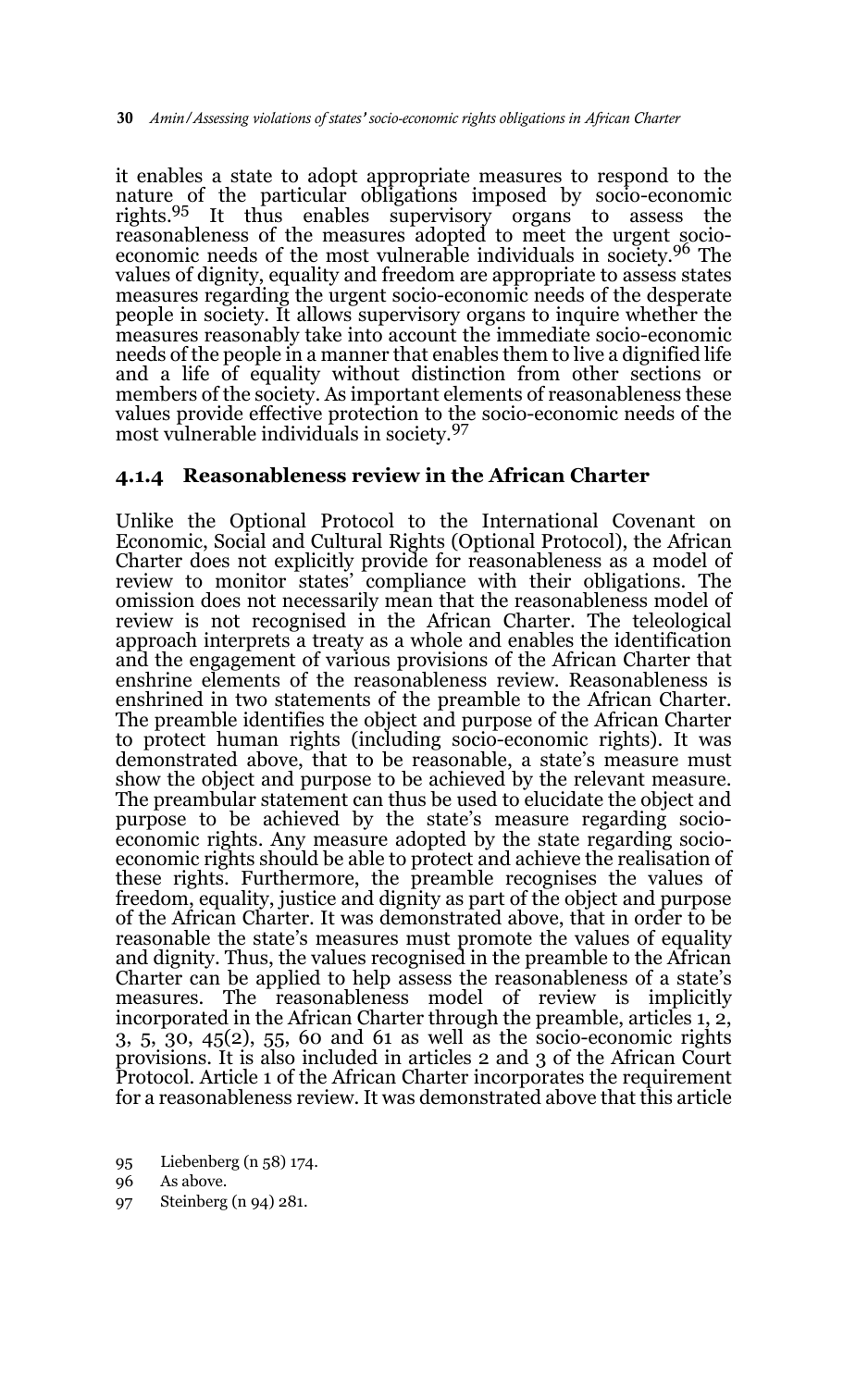it enables a state to adopt appropriate measures to respond to the nature of the particular obligations imposed by socio-economic rights.[95] It thus enables supervisory organs to assess the reasonableness of the measures adopted to meet the urgent socio-economic needs of the most vulnerable individuals in society.[96] The values of dignity, equality and freedom are appropriate to assess states measures regarding the urgent socio-economic needs of the desperate people in society. It allows supervisory organs to inquire whether the measures reasonably take into account the immediate socio-economic needs of the people in a manner that enables them to live a dignified life and a life of equality without distinction from other sections or members of the society. As important elements of reasonableness these values provide effective protection to the socio-economic needs of the most vulnerable individuals in society.[97]

### 4.1.4 Reasonableness review in the African Charter

Unlike the Optional Protocol to the International Covenant on Economic, Social and Cultural Rights (Optional Protocol), the African Charter does not explicitly provide for reasonableness as a model of review to monitor states' compliance with their obligations. The omission does not necessarily mean that the reasonableness model of review is not recognised in the African Charter. The teleological approach interprets a treaty as a whole and enables the identification and the engagement of various provisions of the African Charter that enshrine elements of the reasonableness review. Reasonableness is enshrined in two statements of the preamble to the African Charter. The preamble identifies the object and purpose of the African Charter to protect human rights (including socio-economic rights). It was demonstrated above, that to be reasonable, a state's measure must show the object and purpose to be achieved by the relevant measure. The preambular statement can thus be used to elucidate the object and purpose to be achieved by the state's measure regarding socio-economic rights. Any measure adopted by the state regarding socio-economic rights should be able to protect and achieve the realisation of these rights. Furthermore, the preamble recognises the values of freedom, equality, justice and dignity as part of the object and purpose of the African Charter. It was demonstrated above, that in order to be reasonable the state's measures must promote the values of equality and dignity. Thus, the values recognised in the preamble to the African Charter can be applied to help assess the reasonableness of a state's measures. The reasonableness model of review is implicitly incorporated in the African Charter through the preamble, articles 1, 2, 3, 5, 30, 45(2), 55, 60 and 61 as well as the socio-economic rights provisions. It is also included in articles 2 and 3 of the African Court Protocol. Article 1 of the African Charter incorporates the requirement for a reasonableness review. It was demonstrated above that this article

95 Liebenberg (n 58) 174.

96 As above.

97 Steinberg (n 94) 281.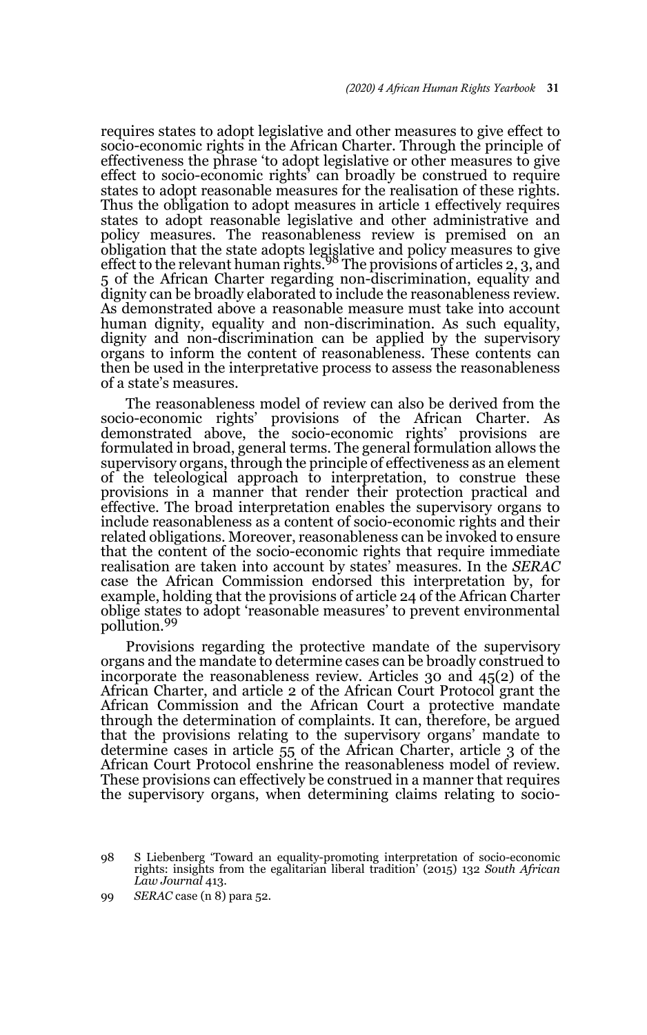requires states to adopt legislative and other measures to give effect to socio-economic rights in the African Charter. Through the principle of effectiveness the phrase 'to adopt legislative or other measures to give effect to socio-economic rights' can broadly be construed to require states to adopt reasonable measures for the realisation of these rights. Thus the obligation to adopt measures in article 1 effectively requires states to adopt reasonable legislative and other administrative and policy measures. The reasonableness review is premised on an obligation that the state adopts legislative and policy measures to give effect to the relevant human rights.[98] The provisions of articles 2, 3, and 5 of the African Charter regarding non-discrimination, equality and dignity can be broadly elaborated to include the reasonableness review. As demonstrated above a reasonable measure must take into account human dignity, equality and non-discrimination. As such equality, dignity and non-discrimination can be applied by the supervisory organs to inform the content of reasonableness. These contents can then be used in the interpretative process to assess the reasonableness of a state's measures.

The reasonableness model of review can also be derived from the socio-economic rights' provisions of the African Charter. As demonstrated above, the socio-economic rights' provisions are formulated in broad, general terms. The general formulation allows the supervisory organs, through the principle of effectiveness as an element of the teleological approach to interpretation, to construe these provisions in a manner that render their protection practical and effective. The broad interpretation enables the supervisory organs to include reasonableness as a content of socio-economic rights and their related obligations. Moreover, reasonableness can be invoked to ensure that the content of the socio-economic rights that require immediate realisation are taken into account by states' measures. In the *SERAC* case the African Commission endorsed this interpretation by, for example, holding that the provisions of article 24 of the African Charter oblige states to adopt 'reasonable measures' to prevent environmental pollution.[99]

Provisions regarding the protective mandate of the supervisory organs and the mandate to determine cases can be broadly construed to incorporate the reasonableness review. Articles 30 and 45(2) of the African Charter, and article 2 of the African Court Protocol grant the African Commission and the African Court a protective mandate through the determination of complaints. It can, therefore, be argued that the provisions relating to the supervisory organs' mandate to determine cases in article 55 of the African Charter, article 3 of the African Court Protocol enshrine the reasonableness model of review. These provisions can effectively be construed in a manner that requires the supervisory organs, when determining claims relating to socio-

98 S Liebenberg 'Toward an equality-promoting interpretation of socio-economic rights: insights from the egalitarian liberal tradition' (2015) 132 *South African Law Journal* 413.

99 *SERAC* case (n 8) para 52.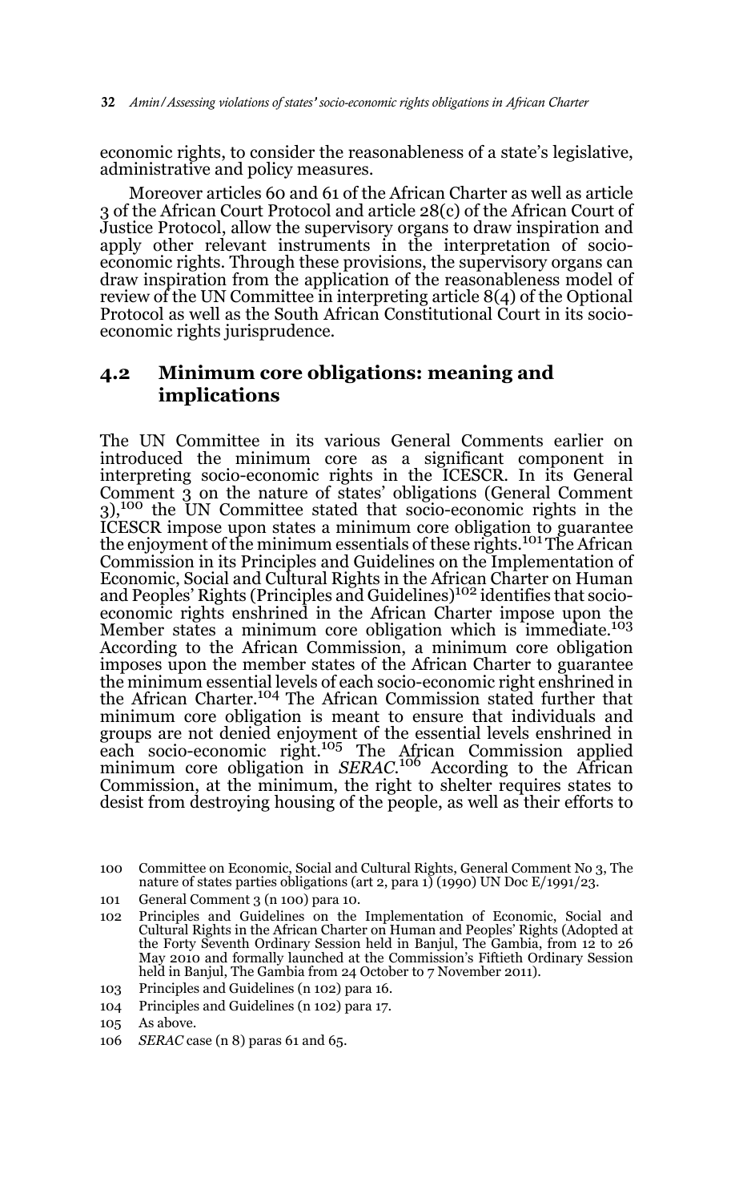economic rights, to consider the reasonableness of a state's legislative, administrative and policy measures.

Moreover articles 60 and 61 of the African Charter as well as article 3 of the African Court Protocol and article 28(c) of the African Court of Justice Protocol, allow the supervisory organs to draw inspiration and apply other relevant instruments in the interpretation of socio-economic rights. Through these provisions, the supervisory organs can draw inspiration from the application of the reasonableness model of review of the UN Committee in interpreting article 8(4) of the Optional Protocol as well as the South African Constitutional Court in its socio-economic rights jurisprudence.

## 4.2 Minimum core obligations: meaning and implications

The UN Committee in its various General Comments earlier on introduced the minimum core as a significant component in interpreting socio-economic rights in the ICESCR. In its General Comment 3 on the nature of states' obligations (General Comment 3),[100] the UN Committee stated that socio-economic rights in the ICESCR impose upon states a minimum core obligation to guarantee the enjoyment of the minimum essentials of these rights.[101] The African Commission in its Principles and Guidelines on the Implementation of Economic, Social and Cultural Rights in the African Charter on Human and Peoples' Rights (Principles and Guidelines)[102] identifies that socio-economic rights enshrined in the African Charter impose upon the Member states a minimum core obligation which is immediate.[103] According to the African Commission, a minimum core obligation imposes upon the member states of the African Charter to guarantee the minimum essential levels of each socio-economic right enshrined in the African Charter.[104] The African Commission stated further that minimum core obligation is meant to ensure that individuals and groups are not denied enjoyment of the essential levels enshrined in each socio-economic right.[105] The African Commission applied minimum core obligation in *SERAC*.[106] According to the African Commission, at the minimum, the right to shelter requires states to desist from destroying housing of the people, as well as their efforts to

---

100 Committee on Economic, Social and Cultural Rights, General Comment No 3, The nature of states parties obligations (art 2, para 1) (1990) UN Doc E/1991/23.

101 General Comment 3 (n 100) para 10.

102 Principles and Guidelines on the Implementation of Economic, Social and Cultural Rights in the African Charter on Human and Peoples' Rights (Adopted at the Forty Seventh Ordinary Session held in Banjul, The Gambia, from 12 to 26 May 2010 and formally launched at the Commission's Fiftieth Ordinary Session held in Banjul, The Gambia from 24 October to 7 November 2011).

103 Principles and Guidelines (n 102) para 16.

104 Principles and Guidelines (n 102) para 17.

105 As above.

106 *SERAC* case (n 8) paras 61 and 65.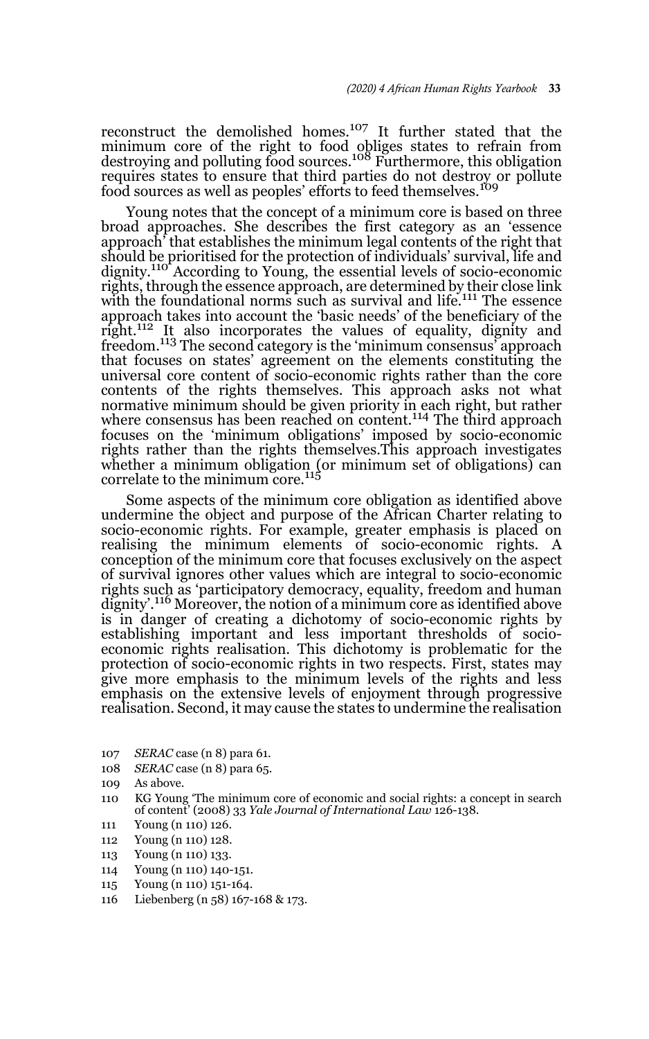reconstruct the demolished homes.[107] It further stated that the minimum core of the right to food obliges states to refrain from destroying and polluting food sources.[108] Furthermore, this obligation requires states to ensure that third parties do not destroy or pollute food sources as well as peoples' efforts to feed themselves.[109]

Young notes that the concept of a minimum core is based on three broad approaches. She describes the first category as an 'essence approach' that establishes the minimum legal contents of the right that should be prioritised for the protection of individuals' survival, life and dignity.[110] According to Young, the essential levels of socio-economic rights, through the essence approach, are determined by their close link with the foundational norms such as survival and life.[111] The essence approach takes into account the 'basic needs' of the beneficiary of the right.[112] It also incorporates the values of equality, dignity and freedom.[113] The second category is the 'minimum consensus' approach that focuses on states' agreement on the elements constituting the universal core content of socio-economic rights rather than the core contents of the rights themselves. This approach asks not what normative minimum should be given priority in each right, but rather where consensus has been reached on content.[114] The third approach focuses on the 'minimum obligations' imposed by socio-economic rights rather than the rights themselves.This approach investigates whether a minimum obligation (or minimum set of obligations) can correlate to the minimum core.[115]

Some aspects of the minimum core obligation as identified above undermine the object and purpose of the African Charter relating to socio-economic rights. For example, greater emphasis is placed on realising the minimum elements of socio-economic rights. A conception of the minimum core that focuses exclusively on the aspect of survival ignores other values which are integral to socio-economic rights such as 'participatory democracy, equality, freedom and human dignity'.[116] Moreover, the notion of a minimum core as identified above is in danger of creating a dichotomy of socio-economic rights by establishing important and less important thresholds of socio-economic rights realisation. This dichotomy is problematic for the protection of socio-economic rights in two respects. First, states may give more emphasis to the minimum levels of the rights and less emphasis on the extensive levels of enjoyment through progressive realisation. Second, it may cause the states to undermine the realisation

107 *SERAC* case (n 8) para 61.

108 *SERAC* case (n 8) para 65.

109 As above.

110 KG Young 'The minimum core of economic and social rights: a concept in search of content' (2008) 33 *Yale Journal of International Law* 126-138.

111 Young (n 110) 126.

112 Young (n 110) 128.

113 Young (n 110) 133.

114 Young (n 110) 140-151.

115 Young (n 110) 151-164.

116 Liebenberg (n 58) 167-168 & 173.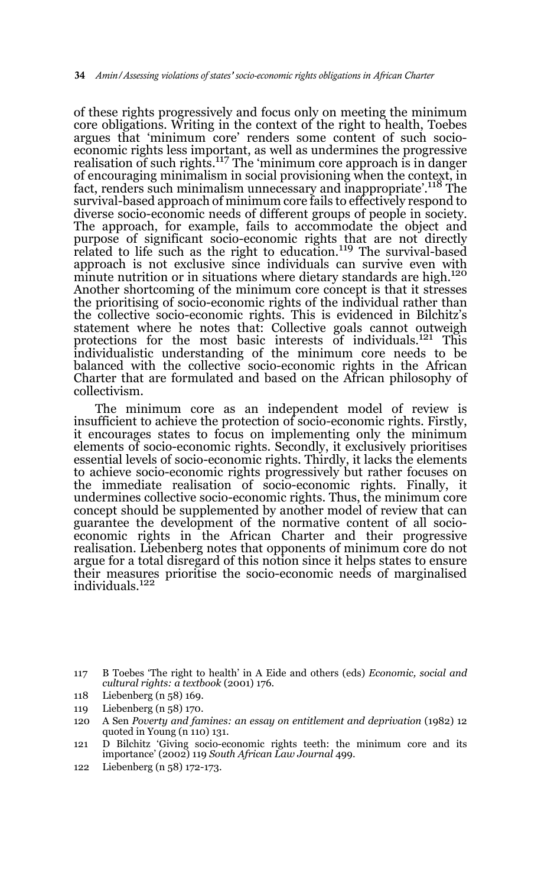of these rights progressively and focus only on meeting the minimum core obligations. Writing in the context of the right to health, Toebes argues that 'minimum core' renders some content of such socio-economic rights less important, as well as undermines the progressive realisation of such rights.[117] The 'minimum core approach is in danger of encouraging minimalism in social provisioning when the context, in fact, renders such minimalism unnecessary and inappropriate'.[118] The survival-based approach of minimum core fails to effectively respond to diverse socio-economic needs of different groups of people in society. The approach, for example, fails to accommodate the object and purpose of significant socio-economic rights that are not directly related to life such as the right to education.[119] The survival-based approach is not exclusive since individuals can survive even with minute nutrition or in situations where dietary standards are high.[120] Another shortcoming of the minimum core concept is that it stresses the prioritising of socio-economic rights of the individual rather than the collective socio-economic rights. This is evidenced in Bilchitz's statement where he notes that: Collective goals cannot outweigh protections for the most basic interests of individuals.[121] This individualistic understanding of the minimum core needs to be balanced with the collective socio-economic rights in the African Charter that are formulated and based on the African philosophy of collectivism.

The minimum core as an independent model of review is insufficient to achieve the protection of socio-economic rights. Firstly, it encourages states to focus on implementing only the minimum elements of socio-economic rights. Secondly, it exclusively prioritises essential levels of socio-economic rights. Thirdly, it lacks the elements to achieve socio-economic rights progressively but rather focuses on the immediate realisation of socio-economic rights. Finally, it undermines collective socio-economic rights. Thus, the minimum core concept should be supplemented by another model of review that can guarantee the development of the normative content of all socio-economic rights in the African Charter and their progressive realisation. Liebenberg notes that opponents of minimum core do not argue for a total disregard of this notion since it helps states to ensure their measures prioritise the socio-economic needs of marginalised individuals.[122]

117 B Toebes 'The right to health' in A Eide and others (eds) *Economic, social and cultural rights: a textbook* (2001) 176.

118 Liebenberg (n 58) 169.

119 Liebenberg (n 58) 170.

120 A Sen *Poverty and famines: an essay on entitlement and deprivation* (1982) 12 quoted in Young (n 110) 131.

121 D Bilchitz 'Giving socio-economic rights teeth: the minimum core and its importance' (2002) 119 *South African Law Journal* 499.

122 Liebenberg (n 58) 172-173.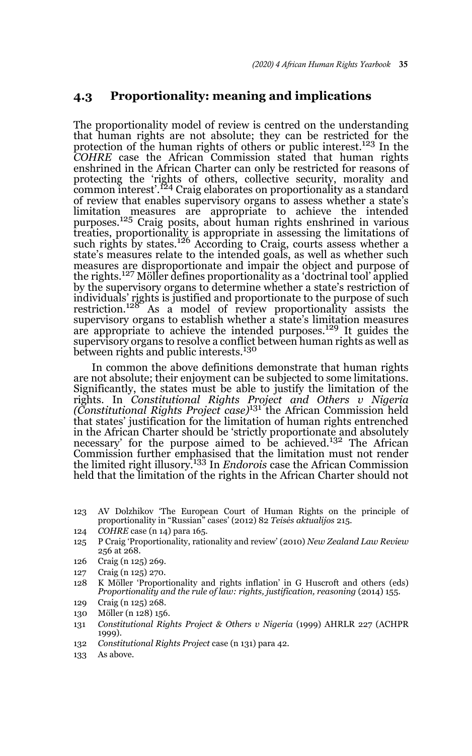## 4.3 Proportionality: meaning and implications

The proportionality model of review is centred on the understanding that human rights are not absolute; they can be restricted for the protection of the human rights of others or public interest.[123] In the *COHRE* case the African Commission stated that human rights enshrined in the African Charter can only be restricted for reasons of protecting the 'rights of others, collective security, morality and common interest'.[124] Craig elaborates on proportionality as a standard of review that enables supervisory organs to assess whether a state's limitation measures are appropriate to achieve the intended purposes.[125] Craig posits, about human rights enshrined in various treaties, proportionality is appropriate in assessing the limitations of such rights by states.[126] According to Craig, courts assess whether a state's measures relate to the intended goals, as well as whether such measures are disproportionate and impair the object and purpose of the rights.[127] Möller defines proportionality as a 'doctrinal tool' applied by the supervisory organs to determine whether a state's restriction of individuals' rights is justified and proportionate to the purpose of such restriction.[128] As a model of review proportionality assists the supervisory organs to establish whether a state's limitation measures are appropriate to achieve the intended purposes.[129] It guides the supervisory organs to resolve a conflict between human rights as well as between rights and public interests.[130]

In common the above definitions demonstrate that human rights are not absolute; their enjoyment can be subjected to some limitations. Significantly, the states must be able to justify the limitation of the rights. In *Constitutional Rights Project and Others v Nigeria (Constitutional Rights Project case)*[131] the African Commission held that states' justification for the limitation of human rights entrenched in the African Charter should be 'strictly proportionate and absolutely necessary' for the purpose aimed to be achieved.[132] The African Commission further emphasised that the limitation must not render the limited right illusory.[133] In *Endorois* case the African Commission held that the limitation of the rights in the African Charter should not

---

123 AV Dolzhikov 'The European Court of Human Rights on the principle of proportionality in "Russian" cases' (2012) 82 *Teisės aktualijos* 215.

124 *COHRE* case (n 14) para 165.

125 P Craig 'Proportionality, rationality and review' (2010) *New Zealand Law Review* 256 at 268.

126 Craig (n 125) 269.

127 Craig (n 125) 270.

128 K Möller 'Proportionality and rights inflation' in G Huscroft and others (eds) *Proportionality and the rule of law: rights, justification, reasoning* (2014) 155.

129 Craig (n 125) 268.

130 Möller (n 128) 156.

131 *Constitutional Rights Project & Others v Nigeria* (1999) AHRLR 227 (ACHPR 1999).

132 *Constitutional Rights Project* case (n 131) para 42.

133 As above.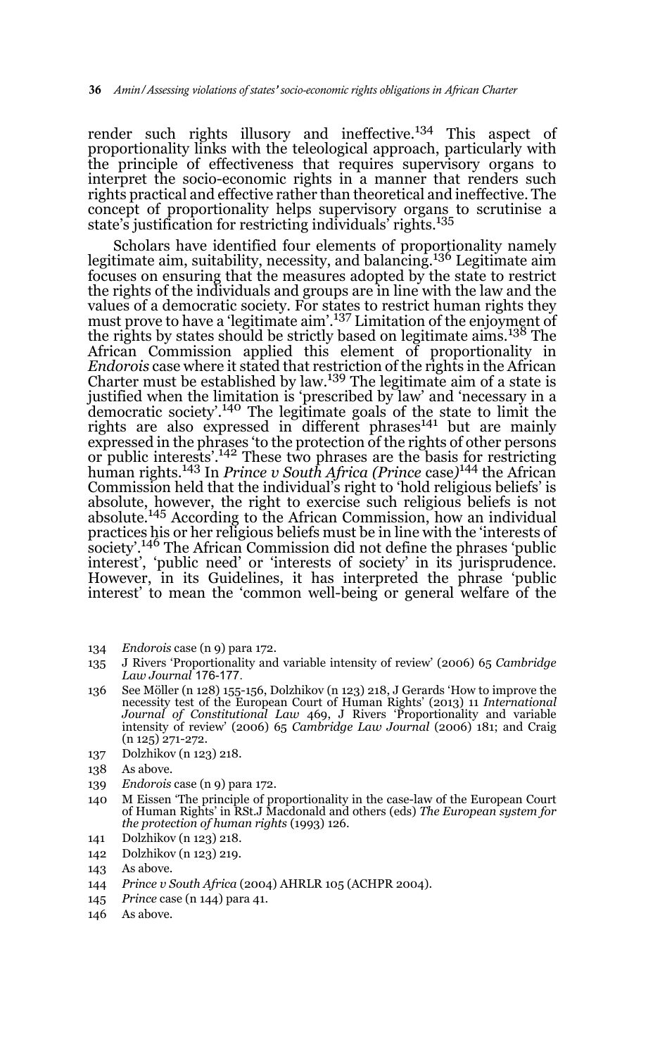render such rights illusory and ineffective.[134] This aspect of proportionality links with the teleological approach, particularly with the principle of effectiveness that requires supervisory organs to interpret the socio-economic rights in a manner that renders such rights practical and effective rather than theoretical and ineffective. The concept of proportionality helps supervisory organs to scrutinise a state's justification for restricting individuals' rights.[135]

Scholars have identified four elements of proportionality namely legitimate aim, suitability, necessity, and balancing.[136] Legitimate aim focuses on ensuring that the measures adopted by the state to restrict the rights of the individuals and groups are in line with the law and the values of a democratic society. For states to restrict human rights they must prove to have a 'legitimate aim'.[137] Limitation of the enjoyment of the rights by states should be strictly based on legitimate aims.[138] The African Commission applied this element of proportionality in *Endorois* case where it stated that restriction of the rights in the African Charter must be established by law.[139] The legitimate aim of a state is justified when the limitation is 'prescribed by law' and 'necessary in a democratic society'.[140] The legitimate goals of the state to limit the rights are also expressed in different phrases[141] but are mainly expressed in the phrases 'to the protection of the rights of other persons or public interests'.[142] These two phrases are the basis for restricting human rights.[143] In *Prince v South Africa (Prince* case*)*[144] the African Commission held that the individual's right to 'hold religious beliefs' is absolute, however, the right to exercise such religious beliefs is not absolute.[145] According to the African Commission, how an individual practices his or her religious beliefs must be in line with the 'interests of society'.[146] The African Commission did not define the phrases 'public interest', 'public need' or 'interests of society' in its jurisprudence. However, in its Guidelines, it has interpreted the phrase 'public interest' to mean the 'common well-being or general welfare of the

134 *Endorois* case (n 9) para 172.

135 J Rivers 'Proportionality and variable intensity of review' (2006) 65 *Cambridge Law Journal* 176-177.

136 See Möller (n 128) 155-156, Dolzhikov (n 123) 218, J Gerards 'How to improve the necessity test of the European Court of Human Rights' (2013) 11 *International Journal of Constitutional Law* 469, J Rivers 'Proportionality and variable intensity of review' (2006) 65 *Cambridge Law Journal* (2006) 181; and Craig (n 125) 271-272.

137 Dolzhikov (n 123) 218.

138 As above.

139 *Endorois* case (n 9) para 172.

140 M Eissen 'The principle of proportionality in the case-law of the European Court of Human Rights' in RSt.J Macdonald and others (eds) *The European system for the protection of human rights* (1993) 126.

141 Dolzhikov (n 123) 218.

142 Dolzhikov (n 123) 219.

143 As above.

144 *Prince v South Africa* (2004) AHRLR 105 (ACHPR 2004).

145 *Prince* case (n 144) para 41.

146 As above.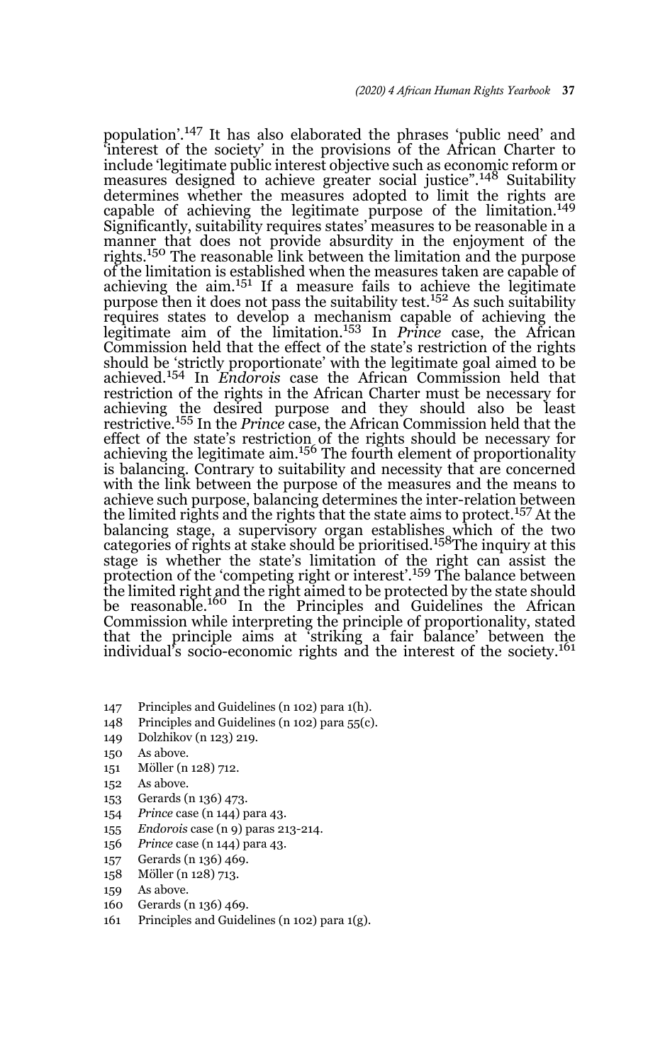population'.[147] It has also elaborated the phrases 'public need' and 'interest of the society' in the provisions of the African Charter to include 'legitimate public interest objective such as economic reform or measures designed to achieve greater social justice".[148] Suitability determines whether the measures adopted to limit the rights are capable of achieving the legitimate purpose of the limitation.[149] Significantly, suitability requires states' measures to be reasonable in a manner that does not provide absurdity in the enjoyment of the rights.[150] The reasonable link between the limitation and the purpose of the limitation is established when the measures taken are capable of achieving the aim.[151] If a measure fails to achieve the legitimate purpose then it does not pass the suitability test.[152] As such suitability requires states to develop a mechanism capable of achieving the legitimate aim of the limitation.[153] In *Prince* case, the African Commission held that the effect of the state's restriction of the rights should be 'strictly proportionate' with the legitimate goal aimed to be achieved.[154] In *Endorois* case the African Commission held that restriction of the rights in the African Charter must be necessary for achieving the desired purpose and they should also be least restrictive.[155] In the *Prince* case, the African Commission held that the effect of the state's restriction of the rights should be necessary for achieving the legitimate aim.[156] The fourth element of proportionality is balancing. Contrary to suitability and necessity that are concerned with the link between the purpose of the measures and the means to achieve such purpose, balancing determines the inter-relation between the limited rights and the rights that the state aims to protect.[157] At the balancing stage, a supervisory organ establishes which of the two categories of rights at stake should be prioritised.[158] The inquiry at this stage is whether the state's limitation of the right can assist the protection of the 'competing right or interest'.[159] The balance between the limited right and the right aimed to be protected by the state should be reasonable.[160] In the Principles and Guidelines the African Commission while interpreting the principle of proportionality, stated that the principle aims at 'striking a fair balance' between the individual's socio-economic rights and the interest of the society.[161]

147 Principles and Guidelines (n 102) para 1(h).
148 Principles and Guidelines (n 102) para 55(c).
149 Dolzhikov (n 123) 219.
150 As above.
151 Möller (n 128) 712.
152 As above.
153 Gerards (n 136) 473.
154 *Prince* case (n 144) para 43.
155 *Endorois* case (n 9) paras 213-214.
156 *Prince* case (n 144) para 43.
157 Gerards (n 136) 469.
158 Möller (n 128) 713.
159 As above.
160 Gerards (n 136) 469.
161 Principles and Guidelines (n 102) para 1(g).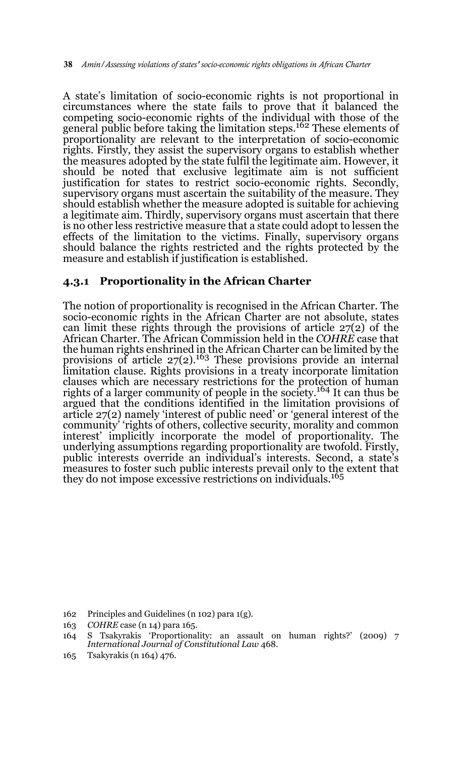A state's limitation of socio-economic rights is not proportional in circumstances where the state fails to prove that it balanced the competing socio-economic rights of the individual with those of the general public before taking the limitation steps.[162] These elements of proportionality are relevant to the interpretation of socio-economic rights. Firstly, they assist the supervisory organs to establish whether the measures adopted by the state fulfil the legitimate aim. However, it should be noted that exclusive legitimate aim is not sufficient justification for states to restrict socio-economic rights. Secondly, supervisory organs must ascertain the suitability of the measure. They should establish whether the measure adopted is suitable for achieving a legitimate aim. Thirdly, supervisory organs must ascertain that there is no other less restrictive measure that a state could adopt to lessen the effects of the limitation to the victims. Finally, supervisory organs should balance the rights restricted and the rights protected by the measure and establish if justification is established.

### 4.3.1 Proportionality in the African Charter

The notion of proportionality is recognised in the African Charter. The socio-economic rights in the African Charter are not absolute, states can limit these rights through the provisions of article 27(2) of the African Charter. The African Commission held in the *COHRE* case that the human rights enshrined in the African Charter can be limited by the provisions of article 27(2).[163] These provisions provide an internal limitation clause. Rights provisions in a treaty incorporate limitation clauses which are necessary restrictions for the protection of human rights of a larger community of people in the society.[164] It can thus be argued that the conditions identified in the limitation provisions of article 27(2) namely 'interest of public need' or 'general interest of the community' 'rights of others, collective security, morality and common interest' implicitly incorporate the model of proportionality. The underlying assumptions regarding proportionality are twofold. Firstly, public interests override an individual's interests. Second, a state's measures to foster such public interests prevail only to the extent that they do not impose excessive restrictions on individuals.[165]

162 Principles and Guidelines (n 102) para 1(g).

163 *COHRE* case (n 14) para 165.

164 S Tsakyrakis 'Proportionality: an assault on human rights?' (2009) 7 *International Journal of Constitutional Law* 468.

165 Tsakyrakis (n 164) 476.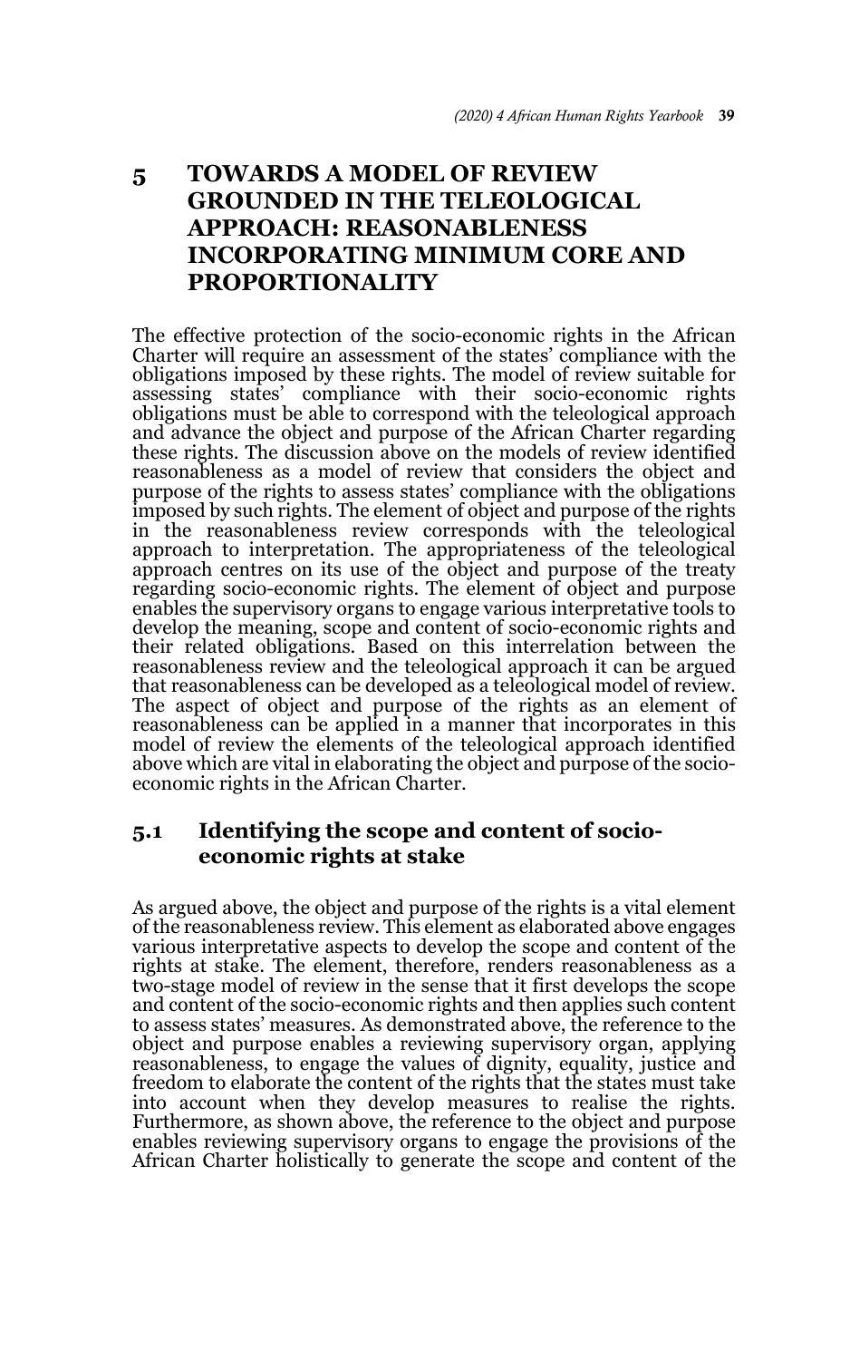## 5 TOWARDS A MODEL OF REVIEW GROUNDED IN THE TELEOLOGICAL APPROACH: REASONABLENESS INCORPORATING MINIMUM CORE AND PROPORTIONALITY

The effective protection of the socio-economic rights in the African Charter will require an assessment of the states' compliance with the obligations imposed by these rights. The model of review suitable for assessing states' compliance with their socio-economic rights obligations must be able to correspond with the teleological approach and advance the object and purpose of the African Charter regarding these rights. The discussion above on the models of review identified reasonableness as a model of review that considers the object and purpose of the rights to assess states' compliance with the obligations imposed by such rights. The element of object and purpose of the rights in the reasonableness review corresponds with the teleological approach to interpretation. The appropriateness of the teleological approach centres on its use of the object and purpose of the treaty regarding socio-economic rights. The element of object and purpose enables the supervisory organs to engage various interpretative tools to develop the meaning, scope and content of socio-economic rights and their related obligations. Based on this interrelation between the reasonableness review and the teleological approach it can be argued that reasonableness can be developed as a teleological model of review. The aspect of object and purpose of the rights as an element of reasonableness can be applied in a manner that incorporates in this model of review the elements of the teleological approach identified above which are vital in elaborating the object and purpose of the socio-economic rights in the African Charter.

### 5.1 Identifying the scope and content of socio-economic rights at stake

As argued above, the object and purpose of the rights is a vital element of the reasonableness review. This element as elaborated above engages various interpretative aspects to develop the scope and content of the rights at stake. The element, therefore, renders reasonableness as a two-stage model of review in the sense that it first develops the scope and content of the socio-economic rights and then applies such content to assess states' measures. As demonstrated above, the reference to the object and purpose enables a reviewing supervisory organ, applying reasonableness, to engage the values of dignity, equality, justice and freedom to elaborate the content of the rights that the states must take into account when they develop measures to realise the rights. Furthermore, as shown above, the reference to the object and purpose enables reviewing supervisory organs to engage the provisions of the African Charter holistically to generate the scope and content of the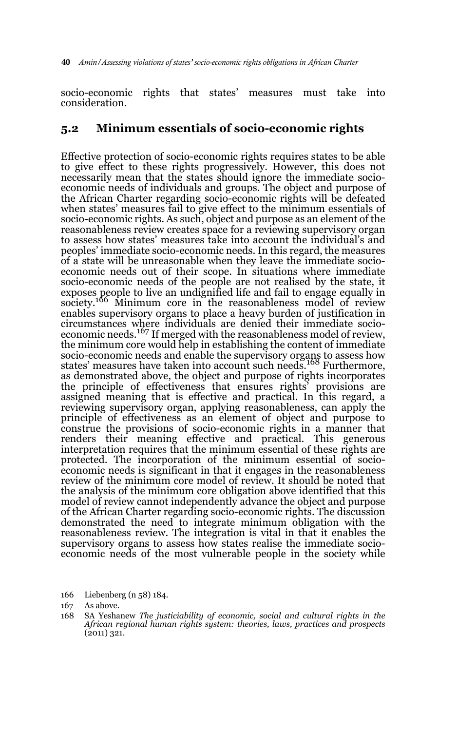socio-economic rights that states' measures must take into consideration.

## 5.2 Minimum essentials of socio-economic rights

Effective protection of socio-economic rights requires states to be able to give effect to these rights progressively. However, this does not necessarily mean that the states should ignore the immediate socio-economic needs of individuals and groups. The object and purpose of the African Charter regarding socio-economic rights will be defeated when states' measures fail to give effect to the minimum essentials of socio-economic rights. As such, object and purpose as an element of the reasonableness review creates space for a reviewing supervisory organ to assess how states' measures take into account the individual's and peoples' immediate socio-economic needs. In this regard, the measures of a state will be unreasonable when they leave the immediate socio-economic needs out of their scope. In situations where immediate socio-economic needs of the people are not realised by the state, it exposes people to live an undignified life and fail to engage equally in society.[166] Minimum core in the reasonableness model of review enables supervisory organs to place a heavy burden of justification in circumstances where individuals are denied their immediate socio-economic needs.[167] If merged with the reasonableness model of review, the minimum core would help in establishing the content of immediate socio-economic needs and enable the supervisory organs to assess how states' measures have taken into account such needs.[168] Furthermore, as demonstrated above, the object and purpose of rights incorporates the principle of effectiveness that ensures rights' provisions are assigned meaning that is effective and practical. In this regard, a reviewing supervisory organ, applying reasonableness, can apply the principle of effectiveness as an element of object and purpose to construe the provisions of socio-economic rights in a manner that renders their meaning effective and practical. This generous interpretation requires that the minimum essential of these rights are protected. The incorporation of the minimum essential of socio-economic needs is significant in that it engages in the reasonableness review of the minimum core model of review. It should be noted that the analysis of the minimum core obligation above identified that this model of review cannot independently advance the object and purpose of the African Charter regarding socio-economic rights. The discussion demonstrated the need to integrate minimum obligation with the reasonableness review. The integration is vital in that it enables the supervisory organs to assess how states realise the immediate socio-economic needs of the most vulnerable people in the society while

166 Liebenberg (n 58) 184.

167 As above.

168 SA Yeshanew *The justiciability of economic, social and cultural rights in the African regional human rights system: theories, laws, practices and prospects* (2011) 321.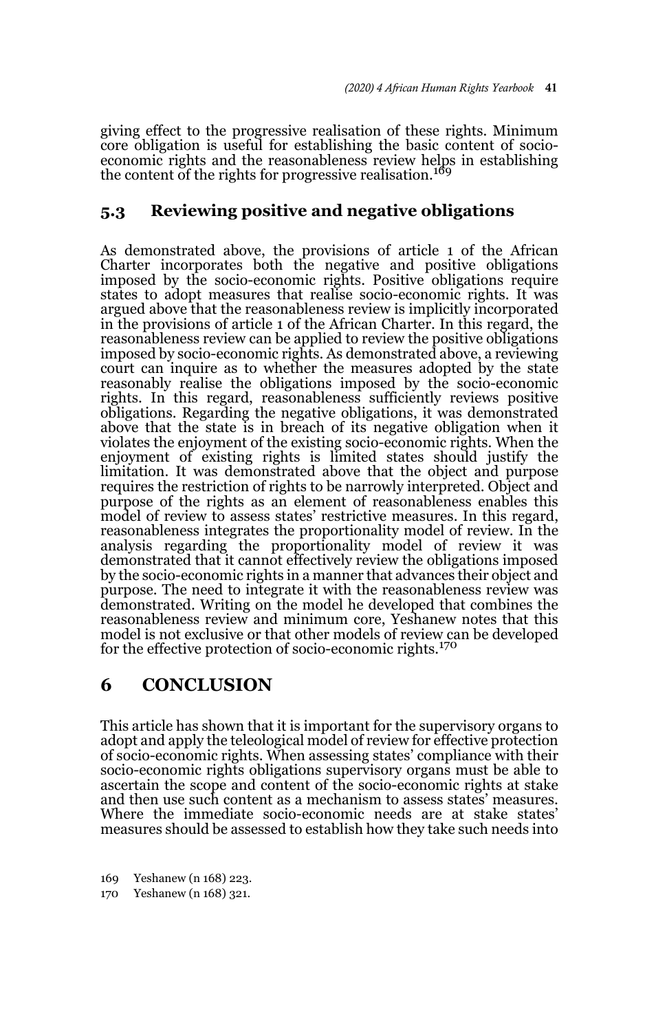giving effect to the progressive realisation of these rights. Minimum core obligation is useful for establishing the basic content of socio-economic rights and the reasonableness review helps in establishing the content of the rights for progressive realisation.[169]

## 5.3 Reviewing positive and negative obligations

As demonstrated above, the provisions of article 1 of the African Charter incorporates both the negative and positive obligations imposed by the socio-economic rights. Positive obligations require states to adopt measures that realise socio-economic rights. It was argued above that the reasonableness review is implicitly incorporated in the provisions of article 1 of the African Charter. In this regard, the reasonableness review can be applied to review the positive obligations imposed by socio-economic rights. As demonstrated above, a reviewing court can inquire as to whether the measures adopted by the state reasonably realise the obligations imposed by the socio-economic rights. In this regard, reasonableness sufficiently reviews positive obligations. Regarding the negative obligations, it was demonstrated above that the state is in breach of its negative obligation when it violates the enjoyment of the existing socio-economic rights. When the enjoyment of existing rights is limited states should justify the limitation. It was demonstrated above that the object and purpose requires the restriction of rights to be narrowly interpreted. Object and purpose of the rights as an element of reasonableness enables this model of review to assess states' restrictive measures. In this regard, reasonableness integrates the proportionality model of review. In the analysis regarding the proportionality model of review it was demonstrated that it cannot effectively review the obligations imposed by the socio-economic rights in a manner that advances their object and purpose. The need to integrate it with the reasonableness review was demonstrated. Writing on the model he developed that combines the reasonableness review and minimum core, Yeshanew notes that this model is not exclusive or that other models of review can be developed for the effective protection of socio-economic rights.[170]

# 6 CONCLUSION

This article has shown that it is important for the supervisory organs to adopt and apply the teleological model of review for effective protection of socio-economic rights. When assessing states' compliance with their socio-economic rights obligations supervisory organs must be able to ascertain the scope and content of the socio-economic rights at stake and then use such content as a mechanism to assess states' measures. Where the immediate socio-economic needs are at stake states' measures should be assessed to establish how they take such needs into

169 Yeshanew (n 168) 223.

170 Yeshanew (n 168) 321.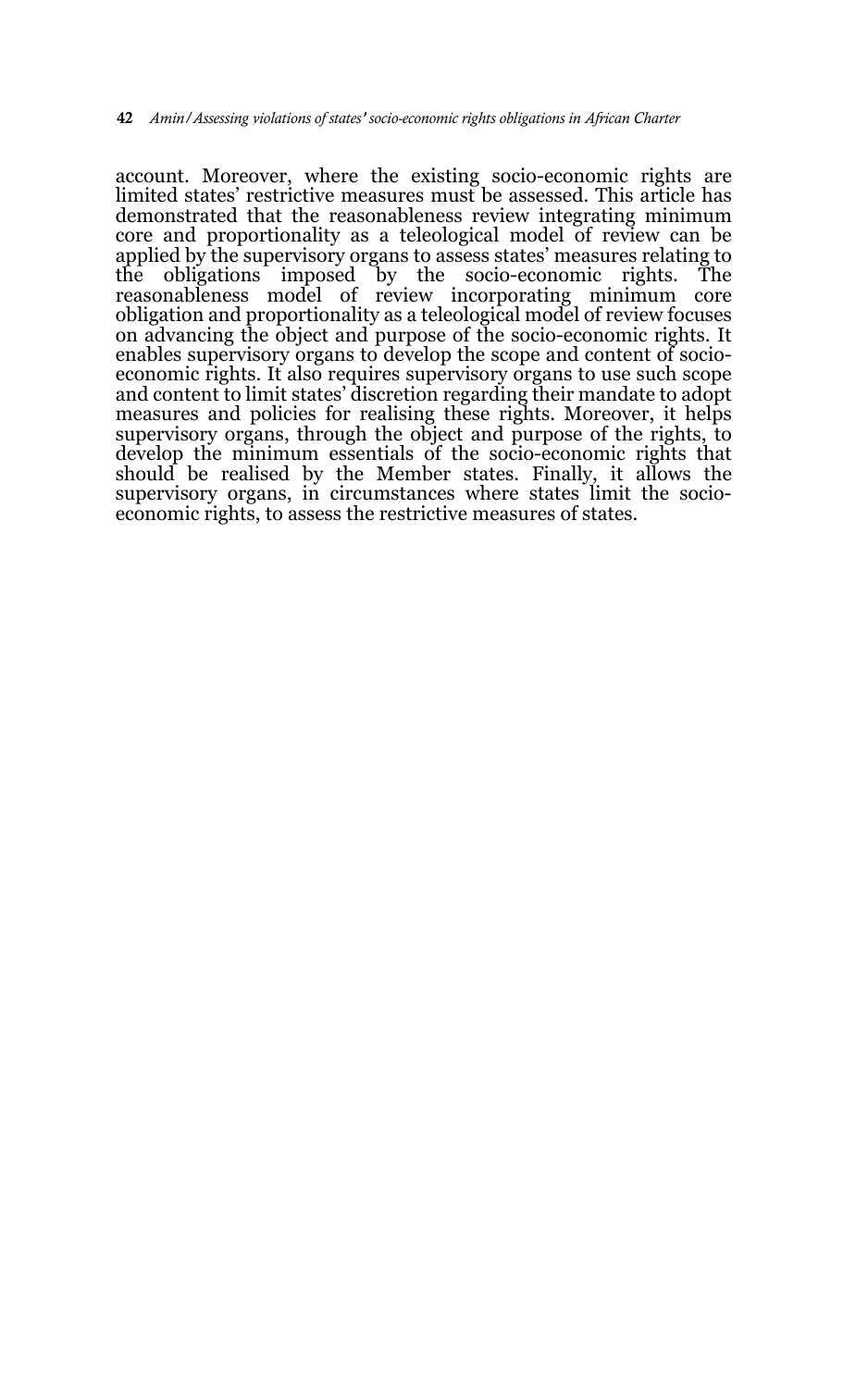account. Moreover, where the existing socio-economic rights are limited states' restrictive measures must be assessed. This article has demonstrated that the reasonableness review integrating minimum core and proportionality as a teleological model of review can be applied by the supervisory organs to assess states' measures relating to the obligations imposed by the socio-economic rights. The reasonableness model of review incorporating minimum core obligation and proportionality as a teleological model of review focuses on advancing the object and purpose of the socio-economic rights. It enables supervisory organs to develop the scope and content of socio-economic rights. It also requires supervisory organs to use such scope and content to limit states' discretion regarding their mandate to adopt measures and policies for realising these rights. Moreover, it helps supervisory organs, through the object and purpose of the rights, to develop the minimum essentials of the socio-economic rights that should be realised by the Member states. Finally, it allows the supervisory organs, in circumstances where states limit the socio-economic rights, to assess the restrictive measures of states.